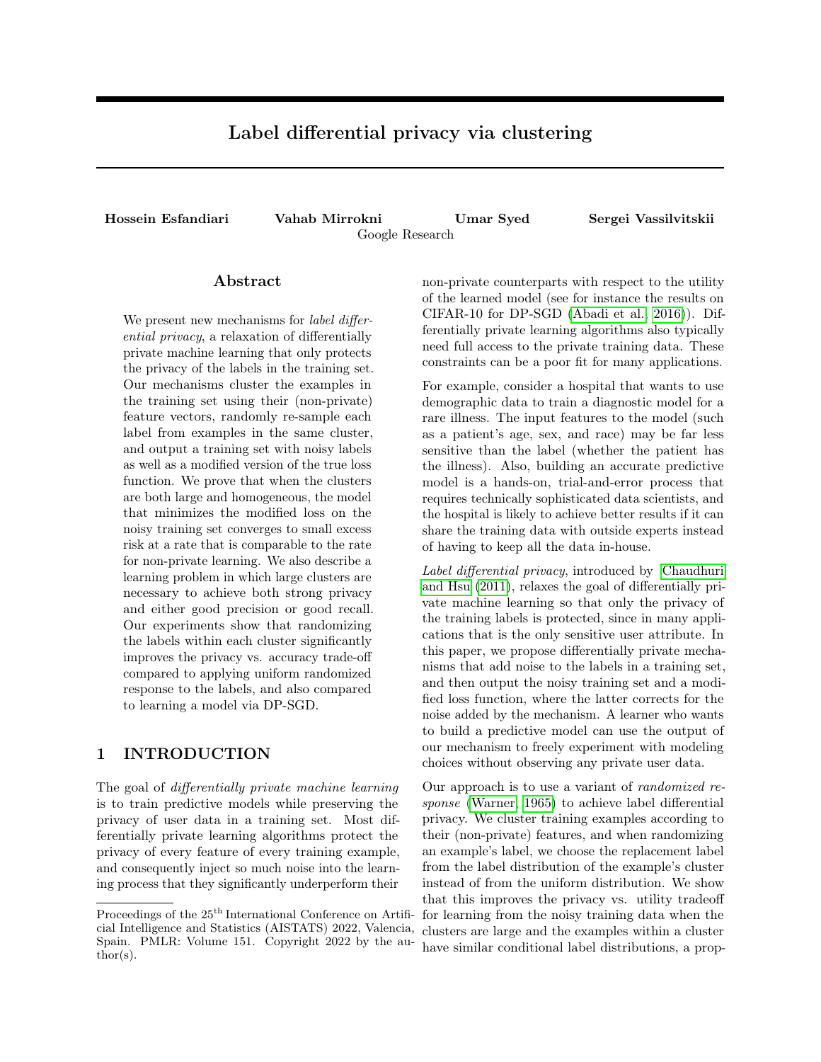# Label differential privacy via clustering

**Hossein Esfandiari** **Vahab Mirrokni** **Umar Syed** **Sergei Vassilvitskii**
Google Research

## Abstract

We present new mechanisms for *label differential privacy*, a relaxation of differentially private machine learning that only protects the privacy of the labels in the training set. Our mechanisms cluster the examples in the training set using their (non-private) feature vectors, randomly re-sample each label from examples in the same cluster, and output a training set with noisy labels as well as a modified version of the true loss function. We prove that when the clusters are both large and homogeneous, the model that minimizes the modified loss on the noisy training set converges to small excess risk at a rate that is comparable to the rate for non-private learning. We also describe a learning problem in which large clusters are necessary to achieve both strong privacy and either good precision or good recall. Our experiments show that randomizing the labels within each cluster significantly improves the privacy vs. accuracy trade-off compared to applying uniform randomized response to the labels, and also compared to learning a model via DP-SGD.

## 1 INTRODUCTION

The goal of *differentially private machine learning* is to train predictive models while preserving the privacy of user data in a training set. Most differentially private learning algorithms protect the privacy of every feature of every training example, and consequently inject so much noise into the learning process that they significantly underperform their non-private counterparts with respect to the utility of the learned model (see for instance the results on CIFAR-10 for DP-SGD (Abadi et al., 2016)). Differentially private learning algorithms also typically need full access to the private training data. These constraints can be a poor fit for many applications.

For example, consider a hospital that wants to use demographic data to train a diagnostic model for a rare illness. The input features to the model (such as a patient's age, sex, and race) may be far less sensitive than the label (whether the patient has the illness). Also, building an accurate predictive model is a hands-on, trial-and-error process that requires technically sophisticated data scientists, and the hospital is likely to achieve better results if it can share the training data with outside experts instead of having to keep all the data in-house.

*Label differential privacy*, introduced by Chaudhuri and Hsu (2011), relaxes the goal of differentially private machine learning so that only the privacy of the training labels is protected, since in many applications that is the only sensitive user attribute. In this paper, we propose differentially private mechanisms that add noise to the labels in a training set, and then output the noisy training set and a modified loss function, where the latter corrects for the noise added by the mechanism. A learner who wants to build a predictive model can use the output of our mechanism to freely experiment with modeling choices without observing any private user data.

Our approach is to use a variant of *randomized response* (Warner, 1965) to achieve label differential privacy. We cluster training examples according to their (non-private) features, and when randomizing an example's label, we choose the replacement label from the label distribution of the example's cluster instead of from the uniform distribution. We show that this improves the privacy vs. utility tradeoff for learning from the noisy training data when the clusters are large and the examples within a cluster have similar conditional label distributions, a prop-

Proceedings of the 25[th] International Conference on Artificial Intelligence and Statistics (AISTATS) 2022, Valencia, Spain. PMLR: Volume 151. Copyright 2022 by the author(s).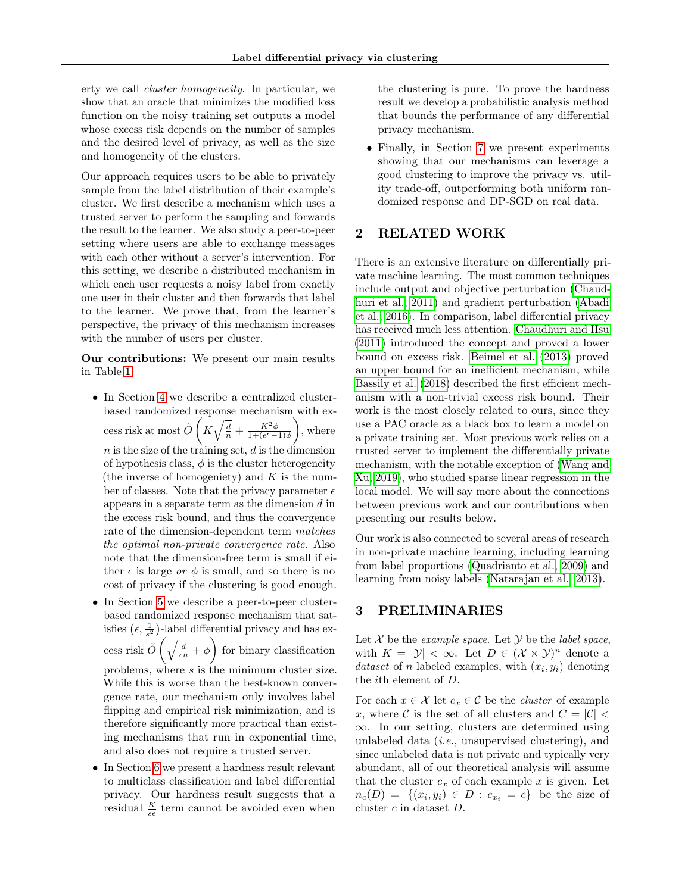erty we call *cluster homogeneity*. In particular, we show that an oracle that minimizes the modified loss function on the noisy training set outputs a model whose excess risk depends on the number of samples and the desired level of privacy, as well as the size and homogeneity of the clusters.

Our approach requires users to be able to privately sample from the label distribution of their example's cluster. We first describe a mechanism which uses a trusted server to perform the sampling and forwards the result to the learner. We also study a peer-to-peer setting where users are able to exchange messages with each other without a server's intervention. For this setting, we describe a distributed mechanism in which each user requests a noisy label from exactly one user in their cluster and then forwards that label to the learner. We prove that, from the learner's perspective, the privacy of this mechanism increases with the number of users per cluster.

**Our contributions:** We present our main results in Table 1.

- In Section 4 we describe a centralized cluster-based randomized response mechanism with excess risk at most $\tilde{O}\left(K\sqrt{\frac{d}{n}} + \frac{K^2\phi}{1+(e^\epsilon-1)\phi}\right)$, where $n$ is the size of the training set, $d$ is the dimension of hypothesis class, $\phi$ is the cluster heterogeneity (the inverse of homogeniety) and $K$ is the number of classes. Note that the privacy parameter $\epsilon$ appears in a separate term as the dimension $d$ in the excess risk bound, and thus the convergence rate of the dimension-dependent term *matches the optimal non-private convergence rate.* Also note that the dimension-free term is small if either $\epsilon$ is large *or* $\phi$ is small, and so there is no cost of privacy if the clustering is good enough.
- In Section 5 we describe a peer-to-peer cluster-based randomized response mechanism that satisfies $(\epsilon, \frac{1}{s^2})$-label differential privacy and has excess risk $\tilde{O}\left(\sqrt{\frac{d}{\epsilon n}} + \phi\right)$ for binary classification problems, where $s$ is the minimum cluster size. While this is worse than the best-known convergence rate, our mechanism only involves label flipping and empirical risk minimization, and is therefore significantly more practical than existing mechanisms that run in exponential time, and also does not require a trusted server.
- In Section 6 we present a hardness result relevant to multiclass classification and label differential privacy. Our hardness result suggests that a residual $\frac{K}{s\epsilon}$ term cannot be avoided even when the clustering is pure. To prove the hardness result we develop a probabilistic analysis method that bounds the performance of any differential privacy mechanism.
- Finally, in Section 7 we present experiments showing that our mechanisms can leverage a good clustering to improve the privacy vs. utility trade-off, outperforming both uniform randomized response and DP-SGD on real data.

## 2 RELATED WORK

There is an extensive literature on differentially private machine learning. The most common techniques include output and objective perturbation (Chaudhuri et al., 2011) and gradient perturbation (Abadi et al., 2016). In comparison, label differential privacy has received much less attention. Chaudhuri and Hsu (2011) introduced the concept and proved a lower bound on excess risk. Beimel et al. (2013) proved an upper bound for an inefficient mechanism, while Bassily et al. (2018) described the first efficient mechanism with a non-trivial excess risk bound. Their work is the most closely related to ours, since they use a PAC oracle as a black box to learn a model on a private training set. Most previous work relies on a trusted server to implement the differentially private mechanism, with the notable exception of (Wang and Xu, 2019), who studied sparse linear regression in the local model. We will say more about the connections between previous work and our contributions when presenting our results below.

Our work is also connected to several areas of research in non-private machine learning, including learning from label proportions (Quadrianto et al., 2009) and learning from noisy labels (Natarajan et al., 2013).

## 3 PRELIMINARIES

Let $\mathcal{X}$ be the *example space*. Let $\mathcal{Y}$ be the *label space*, with $K = |\mathcal{Y}| < \infty$. Let $D \in (\mathcal{X} \times \mathcal{Y})^n$ denote a *dataset* of $n$ labeled examples, with $(x_i, y_i)$ denoting the $i$th element of $D$.

For each $x \in \mathcal{X}$ let $c_x \in \mathcal{C}$ be the *cluster* of example $x$, where $\mathcal{C}$ is the set of all clusters and $C = |\mathcal{C}| < \infty$. In our setting, clusters are determined using unlabeled data (*i.e.*, unsupervised clustering), and since unlabeled data is not private and typically very abundant, all of our theoretical analysis will assume that the cluster $c_x$ of each example $x$ is given. Let $n_c(D) = |\{(x_i, y_i) \in D : c_{x_i} = c\}|$ be the size of cluster $c$ in dataset $D$.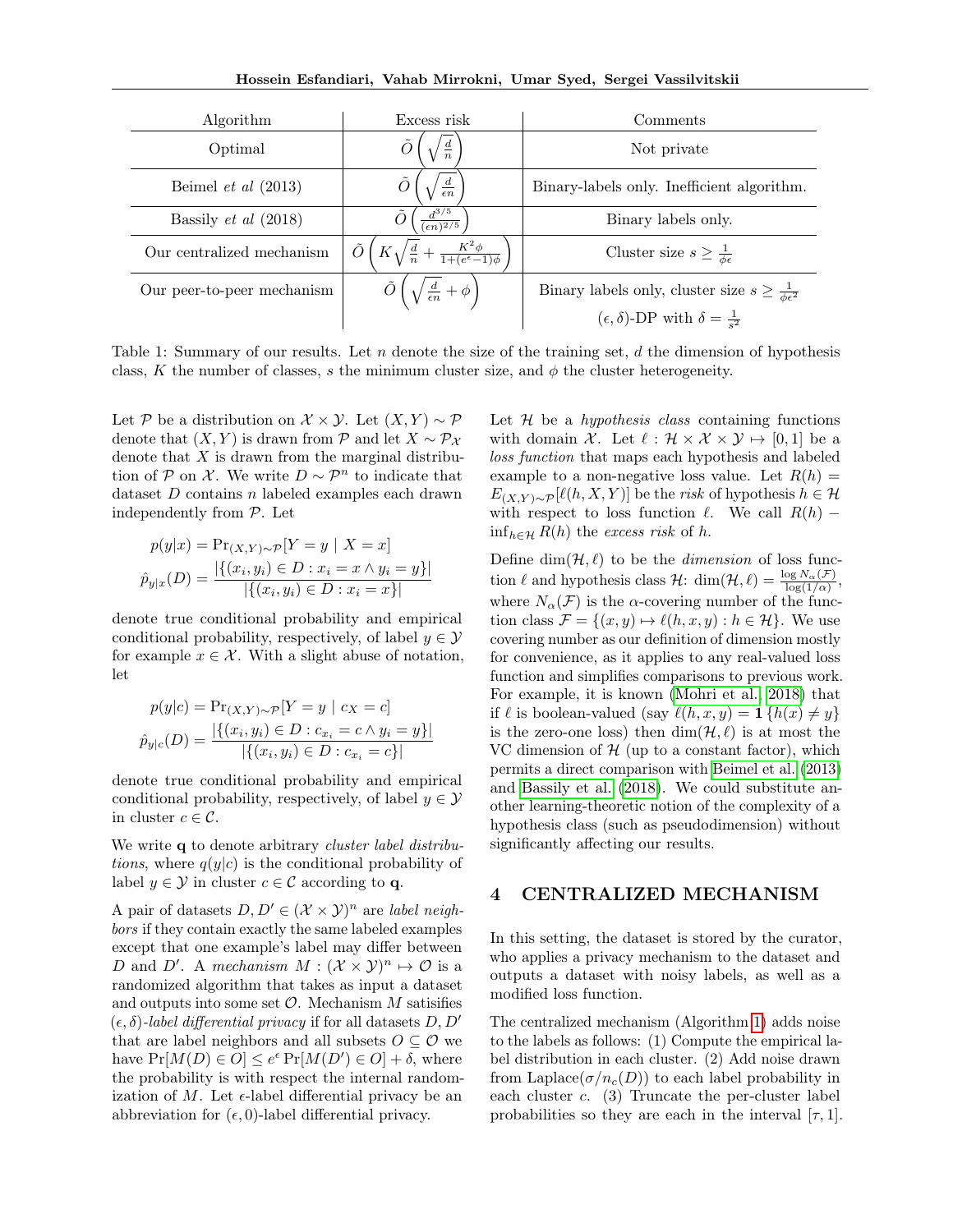| Algorithm | Excess risk | Comments |
| --- | --- | --- |
| Optimal | $\tilde{O}\left(\sqrt{\frac{d}{n}}\right)$ | Not private |
| Beimel *et al* (2013) | $\tilde{O}\left(\sqrt{\frac{d}{\epsilon n}}\right)$ | Binary-labels only. Inefficient algorithm. |
| Bassily *et al* (2018) | $\tilde{O}\left(\frac{d^{3/5}}{(\epsilon n)^{2/5}}\right)$ | Binary labels only. |
| Our centralized mechanism | $\tilde{O}\left(K\sqrt{\frac{d}{n}} + \frac{K^2\phi}{1+(e^\epsilon-1)\phi}\right)$ | Cluster size $s \geq \frac{1}{\phi\epsilon}$ |
| Our peer-to-peer mechanism | $\tilde{O}\left(\sqrt{\frac{d}{\epsilon n}} + \phi\right)$ | Binary labels only, cluster size $s \geq \frac{1}{\phi\epsilon^2}$ $(\epsilon, \delta)$-DP with $\delta = \frac{1}{s^2}$ |

Table 1: Summary of our results. Let $n$ denote the size of the training set, $d$ the dimension of hypothesis class, $K$ the number of classes, $s$ the minimum cluster size, and $\phi$ the cluster heterogeneity.

Let $\mathcal{P}$ be a distribution on $\mathcal{X} \times \mathcal{Y}$. Let $(X, Y) \sim \mathcal{P}$ denote that $(X, Y)$ is drawn from $\mathcal{P}$ and let $X \sim \mathcal{P}_\mathcal{X}$ denote that $X$ is drawn from the marginal distribution of $\mathcal{P}$ on $\mathcal{X}$. We write $D \sim \mathcal{P}^n$ to indicate that dataset $D$ contains $n$ labeled examples each drawn independently from $\mathcal{P}$. Let

$$p(y|x) = \Pr_{(X,Y)\sim\mathcal{P}}[Y = y \mid X = x]$$
$$\hat{p}_{y|x}(D) = \frac{|\{(x_i, y_i) \in D : x_i = x \wedge y_i = y\}|}{|\{(x_i, y_i) \in D : x_i = x\}|}$$

denote true conditional probability and empirical conditional probability, respectively, of label $y \in \mathcal{Y}$ for example $x \in \mathcal{X}$. With a slight abuse of notation, let

$$p(y|c) = \Pr_{(X,Y)\sim\mathcal{P}}[Y = y \mid c_X = c]$$
$$\hat{p}_{y|c}(D) = \frac{|\{(x_i, y_i) \in D : c_{x_i} = c \wedge y_i = y\}|}{|\{(x_i, y_i) \in D : c_{x_i} = c\}|}$$

denote true conditional probability and empirical conditional probability, respectively, of label $y \in \mathcal{Y}$ in cluster $c \in \mathcal{C}$.

We write $\mathbf{q}$ to denote arbitrary *cluster label distributions*, where $q(y|c)$ is the conditional probability of label $y \in \mathcal{Y}$ in cluster $c \in \mathcal{C}$ according to $\mathbf{q}$.

A pair of datasets $D, D' \in (\mathcal{X} \times \mathcal{Y})^n$ are *label neighbors* if they contain exactly the same labeled examples except that one example's label may differ between $D$ and $D'$. A *mechanism* $M : (\mathcal{X} \times \mathcal{Y})^n \mapsto \mathcal{O}$ is a randomized algorithm that takes as input a dataset and outputs into some set $\mathcal{O}$. Mechanism $M$ satisifies $(\epsilon, \delta)$-*label differential privacy* if for all datasets $D, D'$ that are label neighbors and all subsets $O \subseteq \mathcal{O}$ we have $\Pr[M(D) \in O] \leq e^\epsilon \Pr[M(D') \in O] + \delta$, where the probability is with respect the internal randomization of $M$. Let $\epsilon$-label differential privacy be an abbreviation for $(\epsilon, 0)$-label differential privacy.

Let $\mathcal{H}$ be a *hypothesis class* containing functions with domain $\mathcal{X}$. Let $\ell : \mathcal{H} \times \mathcal{X} \times \mathcal{Y} \mapsto [0, 1]$ be a *loss function* that maps each hypothesis and labeled example to a non-negative loss value. Let $R(h) = E_{(X,Y)\sim\mathcal{P}}[\ell(h, X, Y)]$ be the *risk* of hypothesis $h \in \mathcal{H}$ with respect to loss function $\ell$. We call $R(h) - \inf_{h\in\mathcal{H}} R(h)$ the *excess risk* of $h$.

Define $\dim(\mathcal{H}, \ell)$ to be the *dimension* of loss function $\ell$ and hypothesis class $\mathcal{H}$: $\dim(\mathcal{H}, \ell) = \frac{\log N_\alpha(\mathcal{F})}{\log(1/\alpha)}$, where $N_\alpha(\mathcal{F})$ is the $\alpha$-covering number of the function class $\mathcal{F} = \{(x, y) \mapsto \ell(h, x, y) : h \in \mathcal{H}\}$. We use covering number as our definition of dimension mostly for convenience, as it applies to any real-valued loss function and simplifies comparisons to previous work. For example, it is known (Mohri et al., 2018) that if $\ell$ is boolean-valued (say $\ell(h, x, y) = \mathbf{1}\{h(x) \neq y\}$ is the zero-one loss) then $\dim(\mathcal{H}, \ell)$ is at most the VC dimension of $\mathcal{H}$ (up to a constant factor), which permits a direct comparison with Beimel et al. (2013) and Bassily et al. (2018). We could substitute another learning-theoretic notion of the complexity of a hypothesis class (such as pseudodimension) without significantly affecting our results.

## 4 CENTRALIZED MECHANISM

In this setting, the dataset is stored by the curator, who applies a privacy mechanism to the dataset and outputs a dataset with noisy labels, as well as a modified loss function.

The centralized mechanism (Algorithm 1) adds noise to the labels as follows: (1) Compute the empirical label distribution in each cluster. (2) Add noise drawn from Laplace($\sigma/n_c(D)$) to each label probability in each cluster $c$. (3) Truncate the per-cluster label probabilities so they are each in the interval $[\tau, 1]$.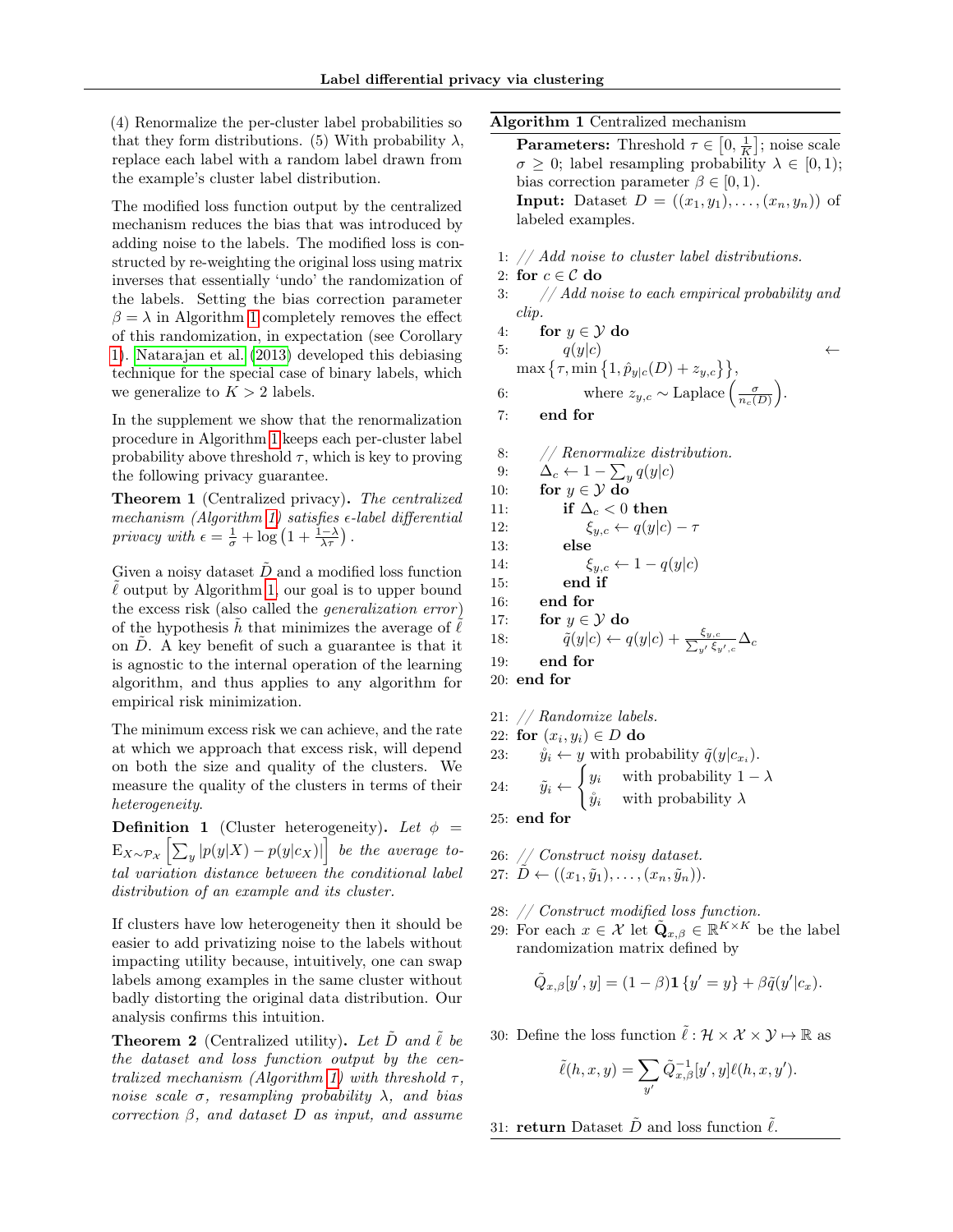(4) Renormalize the per-cluster label probabilities so that they form distributions. (5) With probability $\lambda$, replace each label with a random label drawn from the example's cluster label distribution.

The modified loss function output by the centralized mechanism reduces the bias that was introduced by adding noise to the labels. The modified loss is constructed by re-weighting the original loss using matrix inverses that essentially 'undo' the randomization of the labels. Setting the bias correction parameter $\beta = \lambda$ in Algorithm 1 completely removes the effect of this randomization, in expectation (see Corollary 1). Natarajan et al. (2013) developed this debiasing technique for the special case of binary labels, which we generalize to $K > 2$ labels.

In the supplement we show that the renormalization procedure in Algorithm 1 keeps each per-cluster label probability above threshold $\tau$, which is key to proving the following privacy guarantee.

**Theorem 1** (Centralized privacy)**.** *The centralized mechanism (Algorithm 1) satisfies $\epsilon$-label differential privacy with $\epsilon = \frac{1}{\sigma} + \log\left(1 + \frac{1-\lambda}{\lambda\tau}\right)$.*

Given a noisy dataset $\tilde{D}$ and a modified loss function $\tilde{\ell}$ output by Algorithm 1, our goal is to upper bound the excess risk (also called the *generalization error*) of the hypothesis $\tilde{h}$ that minimizes the average of $\tilde{\ell}$ on $\tilde{D}$. A key benefit of such a guarantee is that it is agnostic to the internal operation of the learning algorithm, and thus applies to any algorithm for empirical risk minimization.

The minimum excess risk we can achieve, and the rate at which we approach that excess risk, will depend on both the size and quality of the clusters. We measure the quality of the clusters in terms of their *heterogeneity*.

**Definition 1** (Cluster heterogeneity)**.** *Let $\phi = \mathrm{E}_{X\sim\mathcal{P}_\mathcal{X}}\left[\sum_y |p(y|X) - p(y|c_X)|\right]$ be the average total variation distance between the conditional label distribution of an example and its cluster.*

If clusters have low heterogeneity then it should be easier to add privatizing noise to the labels without impacting utility because, intuitively, one can swap labels among examples in the same cluster without badly distorting the original data distribution. Our analysis confirms this intuition.

**Theorem 2** (Centralized utility)**.** *Let $\tilde{D}$ and $\tilde{\ell}$ be the dataset and loss function output by the centralized mechanism (Algorithm 1) with threshold $\tau$, noise scale $\sigma$, resampling probability $\lambda$, and bias correction $\beta$, and dataset $D$ as input, and assume*

**Algorithm 1** Centralized mechanism

**Parameters:** Threshold $\tau \in \left[0, \frac{1}{K}\right]$; noise scale $\sigma \geq 0$; label resampling probability $\lambda \in [0, 1)$; bias correction parameter $\beta \in [0, 1)$.
**Input:** Dataset $D = ((x_1, y_1), \ldots, (x_n, y_n))$ of labeled examples.

```
1: // Add noise to cluster label distributions.
2: for c ∈ C do
3:     // Add noise to each empirical probability and clip.
4:     for y ∈ Y do
5:         q(y|c) ← max{τ, min{1, p̂_{y|c}(D) + z_{y,c}}},
6:             where z_{y,c} ~ Laplace(σ / n_c(D)).
7:     end for

8:     // Renormalize distribution.
9:     Δ_c ← 1 − Σ_y q(y|c)
10:    for y ∈ Y do
11:        if Δ_c < 0 then
12:            ξ_{y,c} ← q(y|c) − τ
13:        else
14:            ξ_{y,c} ← 1 − q(y|c)
15:        end if
16:    end for
17:    for y ∈ Y do
18:        q̃(y|c) ← q(y|c) + (ξ_{y,c} / Σ_{y'} ξ_{y',c}) Δ_c
19:    end for
20: end for

21: // Randomize labels.
22: for (x_i, y_i) ∈ D do
23:     ẙ_i ← y with probability q̃(y|c_{x_i}).
24:     ỹ_i ← { y_i  with probability 1 − λ
              { ẙ_i  with probability λ
25: end for

26: // Construct noisy dataset.
27: D̃ ← ((x_1, ỹ_1), ..., (x_n, ỹ_n)).

28: // Construct modified loss function.
29: For each x ∈ X let Q̃_{x,β} ∈ R^{K×K} be the label
    randomization matrix defined by
```

$$\tilde{Q}_{x,\beta}[y', y] = (1-\beta)\mathbf{1}\{y' = y\} + \beta\tilde{q}(y'|c_x).$$

```
30: Define the loss function ℓ̃ : H × X × Y ↦ R as
```

$$\tilde{\ell}(h, x, y) = \sum_{y'} \tilde{Q}^{-1}_{x,\beta}[y', y]\ell(h, x, y').$$

```
31: return Dataset D̃ and loss function ℓ̃.
```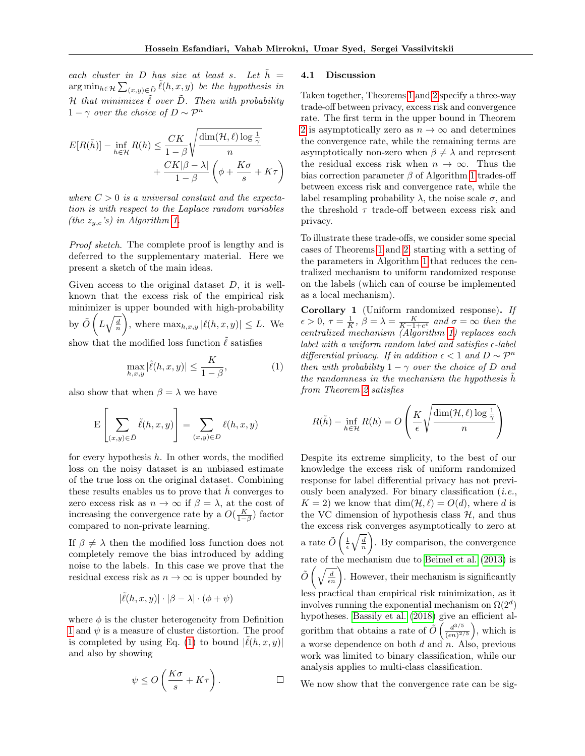*each cluster in $D$ has size at least $s$. Let $\tilde{h} = \arg\min_{h \in \mathcal{H}} \sum_{(x,y) \in \tilde{D}} \tilde{\ell}(h, x, y)$ be the hypothesis in $\mathcal{H}$ that minimizes $\tilde{\ell}$ over $\tilde{D}$. Then with probability $1 - \gamma$ over the choice of $D \sim \mathcal{P}^n$*

$$E[R(\tilde{h})] - \inf_{h \in \mathcal{H}} R(h) \leq \frac{CK}{1-\beta} \sqrt{\frac{\dim(\mathcal{H}, \ell) \log \frac{1}{\gamma}}{n}} + \frac{CK|\beta - \lambda|}{1-\beta} \left( \phi + \frac{K\sigma}{s} + K\tau \right)$$

*where $C > 0$ is a universal constant and the expectation is with respect to the Laplace random variables (the $z_{y,c}$'s) in Algorithm 1.*

*Proof sketch.* The complete proof is lengthy and is deferred to the supplementary material. Here we present a sketch of the main ideas.

Given access to the original dataset $D$, it is well-known that the excess risk of the empirical risk minimizer is upper bounded with high-probability by $\tilde{O}\left(L\sqrt{\frac{d}{n}}\right)$, where $\max_{h,x,y} |\ell(h, x, y)| \leq L$. We show that the modified loss function $\tilde{\ell}$ satisfies

$$\max_{h,x,y} |\tilde{\ell}(h, x, y)| \leq \frac{K}{1-\beta}, \tag{1}$$

also show that when $\beta = \lambda$ we have

$$\mathrm{E}\left[\sum_{(x,y) \in \tilde{D}} \tilde{\ell}(h, x, y)\right] = \sum_{(x,y) \in D} \ell(h, x, y)$$

for every hypothesis $h$. In other words, the modified loss on the noisy dataset is an unbiased estimate of the true loss on the original dataset. Combining these results enables us to prove that $\tilde{h}$ converges to zero excess risk as $n \to \infty$ if $\beta = \lambda$, at the cost of increasing the convergence rate by a $O(\frac{K}{1-\beta})$ factor compared to non-private learning.

If $\beta \neq \lambda$ then the modified loss function does not completely remove the bias introduced by adding noise to the labels. In this case we prove that the residual excess risk as $n \to \infty$ is upper bounded by

$$|\tilde{\ell}(h, x, y)| \cdot |\beta - \lambda| \cdot (\phi + \psi)$$

where $\phi$ is the cluster heterogeneity from Definition 1 and $\psi$ is a measure of cluster distortion. The proof is completed by using Eq. (1) to bound $|\tilde{\ell}(h, x, y)|$ and also by showing

$$\psi \leq O\left(\frac{K\sigma}{s} + K\tau\right). \qquad \square$$

### 4.1 Discussion

Taken together, Theorems 1 and 2 specify a three-way trade-off between privacy, excess risk and convergence rate. The first term in the upper bound in Theorem 2 is asymptotically zero as $n \to \infty$ and determines the convergence rate, while the remaining terms are asymptotically non-zero when $\beta \neq \lambda$ and represent the residual excess risk when $n \to \infty$. Thus the bias correction parameter $\beta$ of Algorithm 1 trades-off between excess risk and convergence rate, while the label resampling probability $\lambda$, the noise scale $\sigma$, and the threshold $\tau$ trade-off between excess risk and privacy.

To illustrate these trade-offs, we consider some special cases of Theorems 1 and 2, starting with a setting of the parameters in Algorithm 1 that reduces the centralized mechanism to uniform randomized response on the labels (which can of course be implemented as a local mechanism).

**Corollary 1** (Uniform randomized response)**.** *If $\epsilon > 0$, $\tau = \frac{1}{K}$, $\beta = \lambda = \frac{K}{K-1+e^\epsilon}$ and $\sigma = \infty$ then the centralized mechanism (Algorithm 1) replaces each label with a uniform random label and satisfies $\epsilon$-label differential privacy. If in addition $\epsilon < 1$ and $D \sim \mathcal{P}^n$ then with probability $1 - \gamma$ over the choice of $D$ and the randomness in the mechanism the hypothesis $\tilde{h}$ from Theorem 2 satisfies*

$$R(\tilde{h}) - \inf_{h \in \mathcal{H}} R(h) = O\left(\frac{K}{\epsilon}\sqrt{\frac{\dim(\mathcal{H}, \ell) \log \frac{1}{\gamma}}{n}}\right)$$

Despite its extreme simplicity, to the best of our knowledge the excess risk of uniform randomized response for label differential privacy has not previously been analyzed. For binary classification (*i.e.*, $K = 2$) we know that $\dim(\mathcal{H}, \ell) = O(d)$, where $d$ is the VC dimension of hypothesis class $\mathcal{H}$, and thus the excess risk converges asymptotically to zero at a rate $\tilde{O}\left(\frac{1}{\epsilon}\sqrt{\frac{d}{n}}\right)$. By comparison, the convergence rate of the mechanism due to Beimel et al. (2013) is $\tilde{O}\left(\sqrt{\frac{d}{\epsilon n}}\right)$. However, their mechanism is significantly less practical than empirical risk minimization, as it involves running the exponential mechanism on $\Omega(2^d)$ hypotheses. Bassily et al. (2018) give an efficient algorithm that obtains a rate of $\tilde{O}\left(\frac{d^{3/5}}{(\epsilon n)^{2/5}}\right)$, which is a worse dependence on both $d$ and $n$. Also, previous work was limited to binary classification, while our analysis applies to multi-class classification.

We now show that the convergence rate can be sig-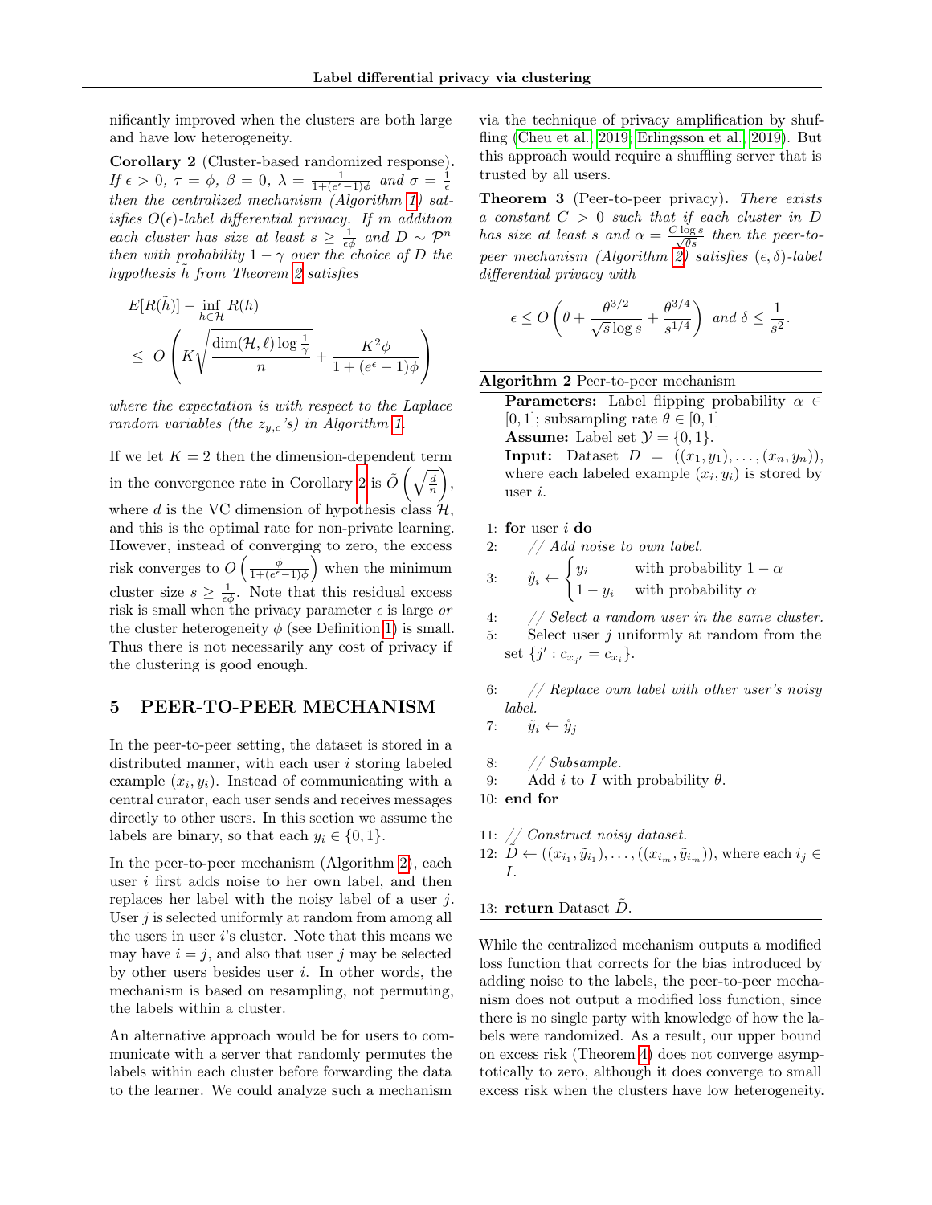nificantly improved when the clusters are both large and have low heterogeneity.

**Corollary 2** (Cluster-based randomized response)**.** *If $\epsilon > 0$, $\tau = \phi$, $\beta = 0$, $\lambda = \frac{1}{1+(e^\epsilon - 1)\phi}$ and $\sigma = \frac{1}{\epsilon}$ then the centralized mechanism (Algorithm 1) satisfies $O(\epsilon)$-label differential privacy. If in addition each cluster has size at least $s \geq \frac{1}{\epsilon\phi}$ and $D \sim \mathcal{P}^n$ then with probability $1 - \gamma$ over the choice of $D$ the hypothesis $\tilde{h}$ from Theorem 2 satisfies*

$$E[R(\tilde{h})] - \inf_{h \in \mathcal{H}} R(h) \leq O\left(K\sqrt{\frac{\dim(\mathcal{H}, \ell)\log\frac{1}{\gamma}}{n}} + \frac{K^2\phi}{1 + (e^\epsilon - 1)\phi}\right)$$

*where the expectation is with respect to the Laplace random variables (the $z_{y,c}$'s) in Algorithm 1.*

If we let $K = 2$ then the dimension-dependent term in the convergence rate in Corollary 2 is $\tilde{O}\left(\sqrt{\frac{d}{n}}\right)$, where $d$ is the VC dimension of hypothesis class $\mathcal{H}$, and this is the optimal rate for non-private learning. However, instead of converging to zero, the excess risk converges to $O\left(\frac{\phi}{1+(e^\epsilon-1)\phi}\right)$ when the minimum cluster size $s \geq \frac{1}{\epsilon\phi}$. Note that this residual excess risk is small when the privacy parameter $\epsilon$ is large *or* the cluster heterogeneity $\phi$ (see Definition 1) is small. Thus there is not necessarily any cost of privacy if the clustering is good enough.

## 5 PEER-TO-PEER MECHANISM

In the peer-to-peer setting, the dataset is stored in a distributed manner, with each user $i$ storing labeled example $(x_i, y_i)$. Instead of communicating with a central curator, each user sends and receives messages directly to other users. In this section we assume the labels are binary, so that each $y_i \in \{0, 1\}$.

In the peer-to-peer mechanism (Algorithm 2), each user $i$ first adds noise to her own label, and then replaces her label with the noisy label of a user $j$. User $j$ is selected uniformly at random from among all the users in user $i$'s cluster. Note that this means we may have $i = j$, and also that user $j$ may be selected by other users besides user $i$. In other words, the mechanism is based on resampling, not permuting, the labels within a cluster.

An alternative approach would be for users to communicate with a server that randomly permutes the labels within each cluster before forwarding the data to the learner. We could analyze such a mechanism via the technique of privacy amplification by shuffling (Cheu et al., 2019; Erlingsson et al., 2019). But this approach would require a shuffling server that is trusted by all users.

**Theorem 3** (Peer-to-peer privacy)**.** *There exists a constant $C > 0$ such that if each cluster in $D$ has size at least $s$ and $\alpha = \frac{C \log s}{\sqrt{\theta s}}$ then the peer-to-peer mechanism (Algorithm 2) satisfies $(\epsilon, \delta)$-label differential privacy with*

$$\epsilon \leq O\left(\theta + \frac{\theta^{3/2}}{\sqrt{s}\log s} + \frac{\theta^{3/4}}{s^{1/4}}\right) \text{ and } \delta \leq \frac{1}{s^2}.$$

**Algorithm 2** Peer-to-peer mechanism

**Parameters:** Label flipping probability $\alpha \in [0, 1]$; subsampling rate $\theta \in [0, 1]$
**Assume:** Label set $\mathcal{Y} = \{0, 1\}$.
**Input:** Dataset $D = ((x_1, y_1), \ldots, (x_n, y_n))$, where each labeled example $(x_i, y_i)$ is stored by user $i$.

1: **for** user $i$ **do**
2: &nbsp;&nbsp;&nbsp;&nbsp;*// Add noise to own label.*
3: &nbsp;&nbsp;&nbsp;&nbsp;$\mathring{y}_i \leftarrow \begin{cases} y_i & \text{with probability } 1 - \alpha \\ 1 - y_i & \text{with probability } \alpha \end{cases}$
4: &nbsp;&nbsp;&nbsp;&nbsp;*// Select a random user in the same cluster.*
5: &nbsp;&nbsp;&nbsp;&nbsp;Select user $j$ uniformly at random from the set $\{j' : c_{x_{j'}} = c_{x_i}\}$.
6: &nbsp;&nbsp;&nbsp;&nbsp;*// Replace own label with other user's noisy label.*
7: &nbsp;&nbsp;&nbsp;&nbsp;$\tilde{y}_i \leftarrow \mathring{y}_j$
8: &nbsp;&nbsp;&nbsp;&nbsp;*// Subsample.*
9: &nbsp;&nbsp;&nbsp;&nbsp;Add $i$ to $I$ with probability $\theta$.
10: **end for**
11: *// Construct noisy dataset.*
12: $\tilde{D} \leftarrow ((x_{i_1}, \tilde{y}_{i_1}), \ldots, ((x_{i_m}, \tilde{y}_{i_m}))$, where each $i_j \in I$.
13: **return** Dataset $\tilde{D}$.

While the centralized mechanism outputs a modified loss function that corrects for the bias introduced by adding noise to the labels, the peer-to-peer mechanism does not output a modified loss function, since there is no single party with knowledge of how the labels were randomized. As a result, our upper bound on excess risk (Theorem 4) does not converge asymptotically to zero, although it does converge to small excess risk when the clusters have low heterogeneity.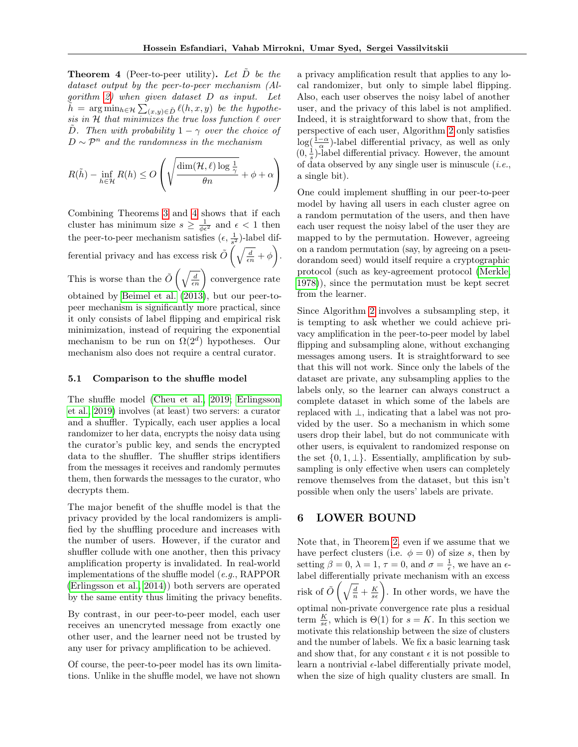**Theorem 4** (Peer-to-peer utility). *Let $\tilde{D}$ be the dataset output by the peer-to-peer mechanism (Algorithm 2) when given dataset $D$ as input. Let $\tilde{h} = \arg\min_{h \in \mathcal{H}} \sum_{(x,y) \in \tilde{D}} \ell(h, x, y)$ be the hypothesis in $\mathcal{H}$ that minimizes the true loss function $\ell$ over $\tilde{D}$. Then with probability $1 - \gamma$ over the choice of $D \sim \mathcal{P}^n$ and the randomness in the mechanism*

$$R(\tilde{h}) - \inf_{h \in \mathcal{H}} R(h) \leq O\left(\sqrt{\frac{\dim(\mathcal{H}, \ell) \log \frac{1}{\gamma}}{\theta n}} + \phi + \alpha\right)$$

Combining Theorems 3 and 4 shows that if each cluster has minimum size $s \geq \frac{1}{\phi \epsilon^2}$ and $\epsilon < 1$ then the peer-to-peer mechanism satisfies $(\epsilon, \frac{1}{s^2})$-label differential privacy and has excess risk $\tilde{O}\left(\sqrt{\frac{d}{\epsilon n}} + \phi\right)$. This is worse than the $\tilde{O}\left(\sqrt{\frac{d}{\epsilon n}}\right)$ convergence rate obtained by Beimel et al. (2013), but our peer-to-peer mechanism is significantly more practical, since it only consists of label flipping and empirical risk minimization, instead of requiring the exponential mechanism to be run on $\Omega(2^d)$ hypotheses. Our mechanism also does not require a central curator.

### 5.1 Comparison to the shuffle model

The shuffle model (Cheu et al., 2019; Erlingsson et al., 2019) involves (at least) two servers: a curator and a shuffler. Typically, each user applies a local randomizer to her data, encrypts the noisy data using the curator's public key, and sends the encrypted data to the shuffler. The shuffler strips identifiers from the messages it receives and randomly permutes them, then forwards the messages to the curator, who decrypts them.

The major benefit of the shuffle model is that the privacy provided by the local randomizers is amplified by the shuffling procedure and increases with the number of users. However, if the curator and shuffler collude with one another, then this privacy amplification property is invalidated. In real-world implementations of the shuffle model (*e.g.*, RAPPOR (Erlingsson et al., 2014)) both servers are operated by the same entity thus limiting the privacy benefits.

By contrast, in our peer-to-peer model, each user receives an unencryted message from exactly one other user, and the learner need not be trusted by any user for privacy amplification to be achieved.

Of course, the peer-to-peer model has its own limitations. Unlike in the shuffle model, we have not shown a privacy amplification result that applies to any local randomizer, but only to simple label flipping. Also, each user observes the noisy label of another user, and the privacy of this label is not amplified. Indeed, it is straightforward to show that, from the perspective of each user, Algorithm 2 only satisfies $\log(\frac{1-\alpha}{\alpha})$-label differential privacy, as well as only $(0, \frac{1}{s})$-label differential privacy. However, the amount of data observed by any single user is minuscule (*i.e.*, a single bit).

One could implement shuffling in our peer-to-peer model by having all users in each cluster agree on a random permutation of the users, and then have each user request the noisy label of the user they are mapped to by the permutation. However, agreeing on a random permutation (say, by agreeing on a pseudorandom seed) would itself require a cryptographic protocol (such as key-agreement protocol (Merkle, 1978)), since the permutation must be kept secret from the learner.

Since Algorithm 2 involves a subsampling step, it is tempting to ask whether we could achieve privacy amplification in the peer-to-peer model by label flipping and subsampling alone, without exchanging messages among users. It is straightforward to see that this will not work. Since only the labels of the dataset are private, any subsampling applies to the labels only, so the learner can always construct a complete dataset in which some of the labels are replaced with $\perp$, indicating that a label was not provided by the user. So a mechanism in which some users drop their label, but do not communicate with other users, is equivalent to randomized response on the set $\{0, 1, \perp\}$. Essentially, amplification by subsampling is only effective when users can completely remove themselves from the dataset, but this isn't possible when only the users' labels are private.

## 6 LOWER BOUND

Note that, in Theorem 2, even if we assume that we have perfect clusters (i.e. $\phi = 0$) of size $s$, then by setting $\beta = 0$, $\lambda = 1$, $\tau = 0$, and $\sigma = \frac{1}{\epsilon}$, we have an $\epsilon$-label differentially private mechanism with an excess risk of $\tilde{O}\left(\sqrt{\frac{d}{n}} + \frac{K}{s\epsilon}\right)$. In other words, we have the optimal non-private convergence rate plus a residual term $\frac{K}{s\epsilon}$, which is $\Theta(1)$ for $s = K$. In this section we motivate this relationship between the size of clusters and the number of labels. We fix a basic learning task and show that, for any constant $\epsilon$ it is not possible to learn a nontrivial $\epsilon$-label differentially private model, when the size of high quality clusters are small. In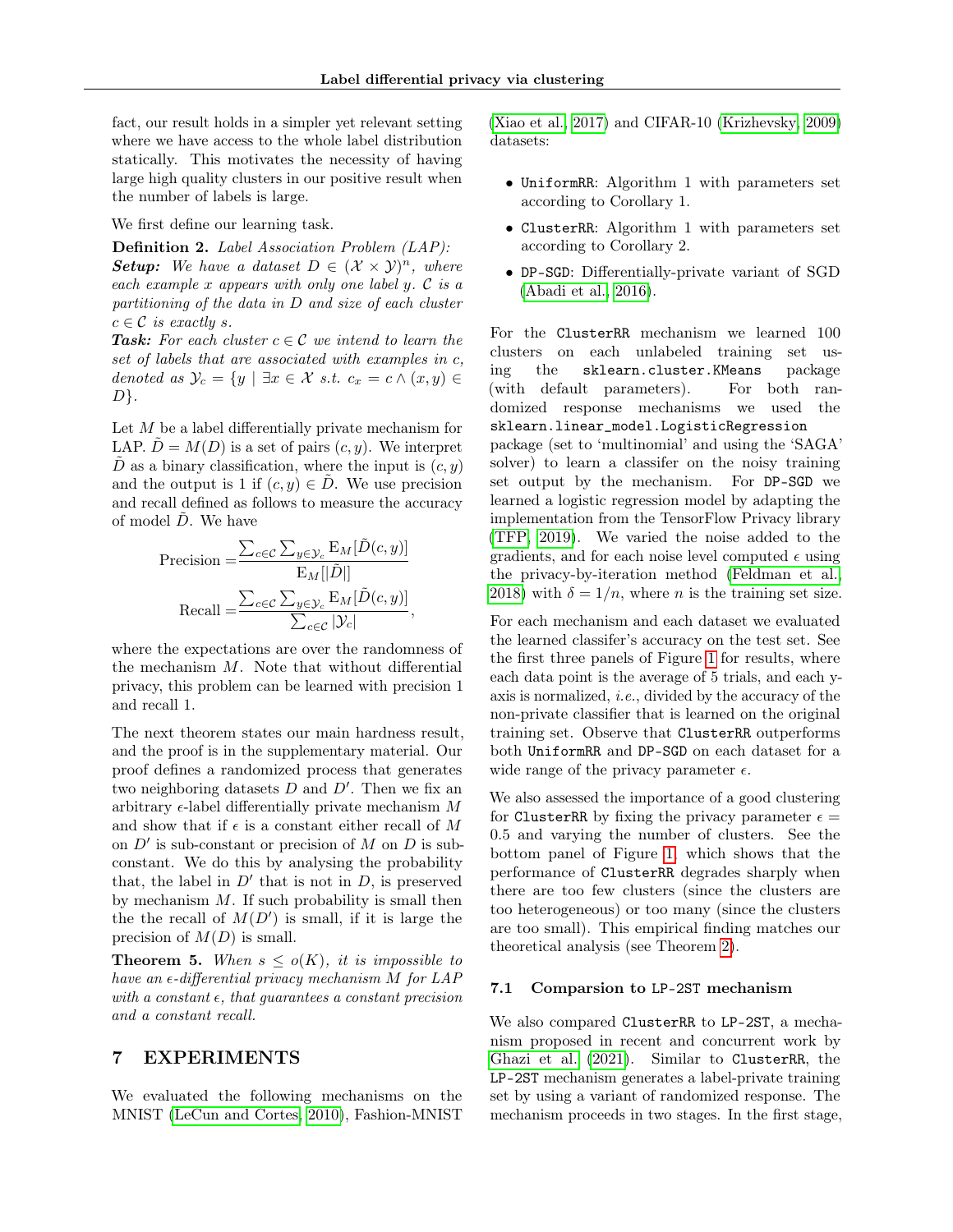fact, our result holds in a simpler yet relevant setting where we have access to the whole label distribution statically. This motivates the necessity of having large high quality clusters in our positive result when the number of labels is large.

We first define our learning task.

**Definition 2.** *Label Association Problem (LAP):*
***Setup:*** *We have a dataset $D \in (\mathcal{X} \times \mathcal{Y})^n$, where each example $x$ appears with only one label $y$. $\mathcal{C}$ is a partitioning of the data in $D$ and size of each cluster $c \in \mathcal{C}$ is exactly $s$.*
***Task:*** *For each cluster $c \in \mathcal{C}$ we intend to learn the set of labels that are associated with examples in $c$, denoted as $\mathcal{Y}_c = \{y \mid \exists x \in \mathcal{X} \text{ s.t. } c_x = c \wedge (x, y) \in D\}$.*

Let $M$ be a label differentially private mechanism for LAP. $\tilde{D} = M(D)$ is a set of pairs $(c, y)$. We interpret $\tilde{D}$ as a binary classification, where the input is $(c, y)$ and the output is 1 if $(c, y) \in \tilde{D}$. We use precision and recall defined as follows to measure the accuracy of model $\tilde{D}$. We have

$$\text{Precision} = \frac{\sum_{c \in \mathcal{C}} \sum_{y \in \mathcal{Y}_c} \mathrm{E}_M[\tilde{D}(c, y)]}{\mathrm{E}_M[|\tilde{D}|]}$$

$$\text{Recall} = \frac{\sum_{c \in \mathcal{C}} \sum_{y \in \mathcal{Y}_c} \mathrm{E}_M[\tilde{D}(c, y)]}{\sum_{c \in \mathcal{C}} |\mathcal{Y}_c|},$$

where the expectations are over the randomness of the mechanism $M$. Note that without differential privacy, this problem can be learned with precision 1 and recall 1.

The next theorem states our main hardness result, and the proof is in the supplementary material. Our proof defines a randomized process that generates two neighboring datasets $D$ and $D'$. Then we fix an arbitrary $\epsilon$-label differentially private mechanism $M$ and show that if $\epsilon$ is a constant either recall of $M$ on $D'$ is sub-constant or precision of $M$ on $D$ is sub-constant. We do this by analysing the probability that, the label in $D'$ that is not in $D$, is preserved by mechanism $M$. If such probability is small then the the recall of $M(D')$ is small, if it is large the precision of $M(D)$ is small.

**Theorem 5.** *When $s \leq o(K)$, it is impossible to have an $\epsilon$-differential privacy mechanism $M$ for LAP with a constant $\epsilon$, that guarantees a constant precision and a constant recall.*

# 7 EXPERIMENTS

We evaluated the following mechanisms on the MNIST (LeCun and Cortes, 2010), Fashion-MNIST (Xiao et al., 2017) and CIFAR-10 (Krizhevsky, 2009) datasets:

- `UniformRR`: Algorithm 1 with parameters set according to Corollary 1.
- `ClusterRR`: Algorithm 1 with parameters set according to Corollary 2.
- `DP-SGD`: Differentially-private variant of SGD (Abadi et al., 2016).

For the `ClusterRR` mechanism we learned 100 clusters on each unlabeled training set using the `sklearn.cluster.KMeans` package (with default parameters). For both randomized response mechanisms we used the `sklearn.linear_model.LogisticRegression` package (set to 'multinomial' and using the 'SAGA' solver) to learn a classifer on the noisy training set output by the mechanism. For `DP-SGD` we learned a logistic regression model by adapting the implementation from the TensorFlow Privacy library (TFP, 2019). We varied the noise added to the gradients, and for each noise level computed $\epsilon$ using the privacy-by-iteration method (Feldman et al., 2018) with $\delta = 1/n$, where $n$ is the training set size.

For each mechanism and each dataset we evaluated the learned classifer's accuracy on the test set. See the first three panels of Figure 1 for results, where each data point is the average of 5 trials, and each y-axis is normalized, *i.e.*, divided by the accuracy of the non-private classifier that is learned on the original training set. Observe that `ClusterRR` outperforms both `UniformRR` and `DP-SGD` on each dataset for a wide range of the privacy parameter $\epsilon$.

We also assessed the importance of a good clustering for `ClusterRR` by fixing the privacy parameter $\epsilon = 0.5$ and varying the number of clusters. See the bottom panel of Figure 1, which shows that the performance of `ClusterRR` degrades sharply when there are too few clusters (since the clusters are too heterogeneous) or too many (since the clusters are too small). This empirical finding matches our theoretical analysis (see Theorem 2).

### 7.1 Comparsion to LP-2ST mechanism

We also compared `ClusterRR` to `LP-2ST`, a mechanism proposed in recent and concurrent work by Ghazi et al. (2021). Similar to `ClusterRR`, the `LP-2ST` mechanism generates a label-private training set by using a variant of randomized response. The mechanism proceeds in two stages. In the first stage,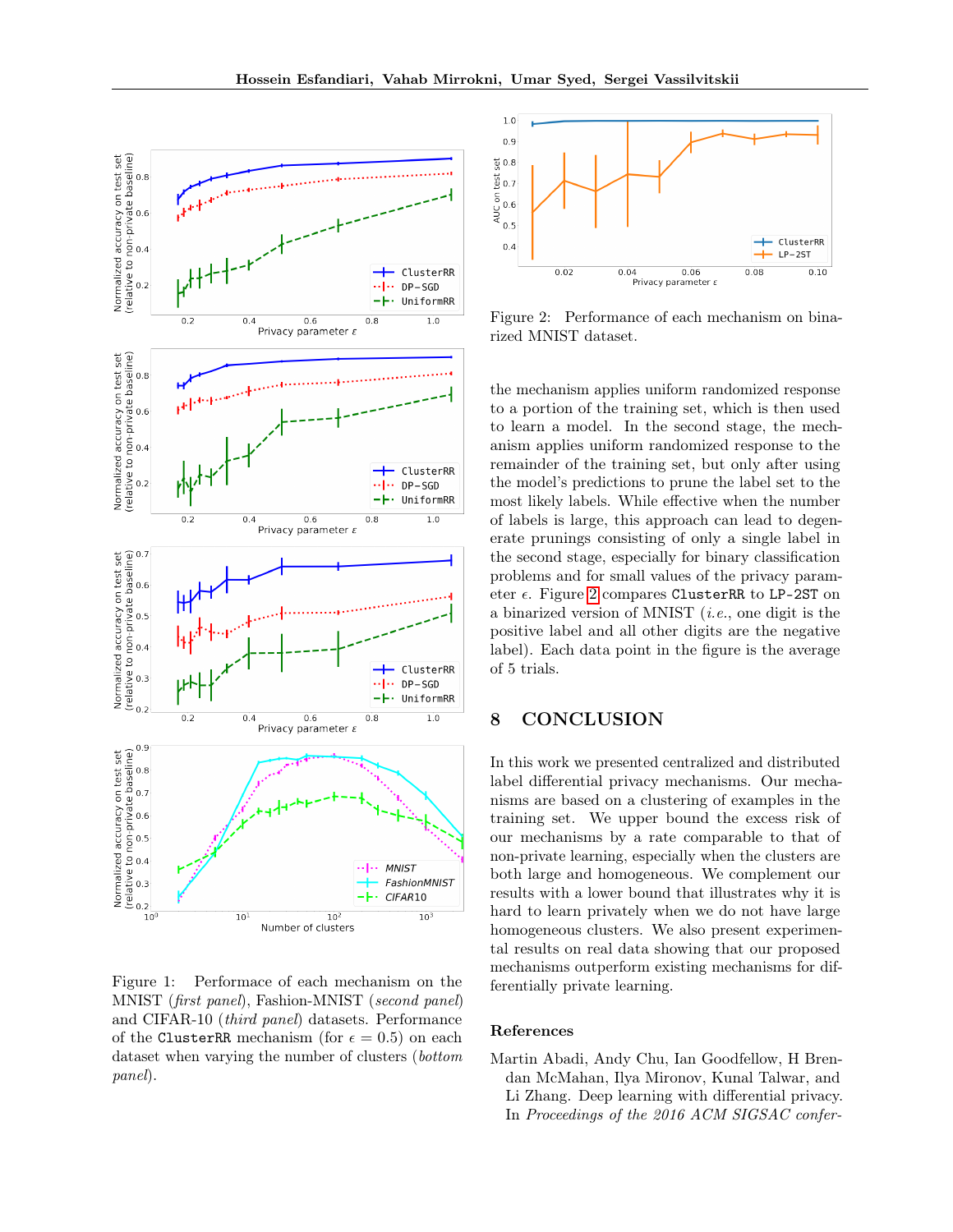Figure 1: Performace of each mechanism on the MNIST (*first panel*), Fashion-MNIST (*second panel*) and CIFAR-10 (*third panel*) datasets. Performance of the ClusterRR mechanism (for $\epsilon = 0.5$) on each dataset when varying the number of clusters (*bottom panel*).

Figure 2: Performance of each mechanism on binarized MNIST dataset.

the mechanism applies uniform randomized response to a portion of the training set, which is then used to learn a model. In the second stage, the mechanism applies uniform randomized response to the remainder of the training set, but only after using the model's predictions to prune the label set to the most likely labels. While effective when the number of labels is large, this approach can lead to degenerate prunings consisting of only a single label in the second stage, especially for binary classification problems and for small values of the privacy parameter $\epsilon$. Figure 2 compares ClusterRR to LP-2ST on a binarized version of MNIST (*i.e.*, one digit is the positive label and all other digits are the negative label). Each data point in the figure is the average of 5 trials.

## 8 CONCLUSION

In this work we presented centralized and distributed label differential privacy mechanisms. Our mechanisms are based on a clustering of examples in the training set. We upper bound the excess risk of our mechanisms by a rate comparable to that of non-private learning, especially when the clusters are both large and homogeneous. We complement our results with a lower bound that illustrates why it is hard to learn privately when we do not have large homogeneous clusters. We also present experimental results on real data showing that our proposed mechanisms outperform existing mechanisms for differentially private learning.

### References

Martin Abadi, Andy Chu, Ian Goodfellow, H Brendan McMahan, Ilya Mironov, Kunal Talwar, and Li Zhang. Deep learning with differential privacy. In *Proceedings of the 2016 ACM SIGSAC confer-*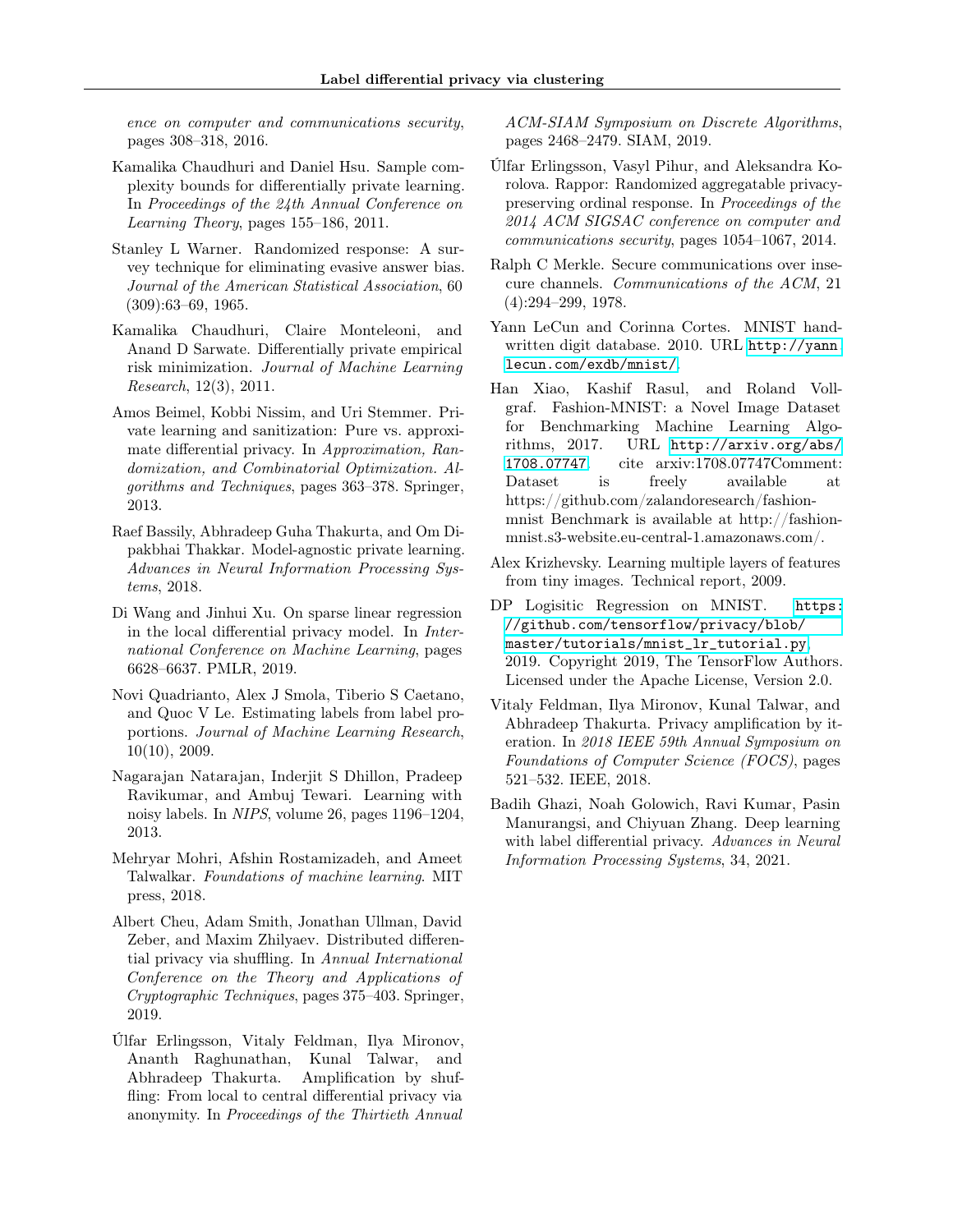*ence on computer and communications security*, pages 308–318, 2016.

Kamalika Chaudhuri and Daniel Hsu. Sample complexity bounds for differentially private learning. In *Proceedings of the 24th Annual Conference on Learning Theory*, pages 155–186, 2011.

Stanley L Warner. Randomized response: A survey technique for eliminating evasive answer bias. *Journal of the American Statistical Association*, 60 (309):63–69, 1965.

Kamalika Chaudhuri, Claire Monteleoni, and Anand D Sarwate. Differentially private empirical risk minimization. *Journal of Machine Learning Research*, 12(3), 2011.

Amos Beimel, Kobbi Nissim, and Uri Stemmer. Private learning and sanitization: Pure vs. approximate differential privacy. In *Approximation, Randomization, and Combinatorial Optimization. Algorithms and Techniques*, pages 363–378. Springer, 2013.

Raef Bassily, Abhradeep Guha Thakurta, and Om Dipakbhai Thakkar. Model-agnostic private learning. *Advances in Neural Information Processing Systems*, 2018.

Di Wang and Jinhui Xu. On sparse linear regression in the local differential privacy model. In *International Conference on Machine Learning*, pages 6628–6637. PMLR, 2019.

Novi Quadrianto, Alex J Smola, Tiberio S Caetano, and Quoc V Le. Estimating labels from label proportions. *Journal of Machine Learning Research*, 10(10), 2009.

Nagarajan Natarajan, Inderjit S Dhillon, Pradeep Ravikumar, and Ambuj Tewari. Learning with noisy labels. In *NIPS*, volume 26, pages 1196–1204, 2013.

Mehryar Mohri, Afshin Rostamizadeh, and Ameet Talwalkar. *Foundations of machine learning*. MIT press, 2018.

Albert Cheu, Adam Smith, Jonathan Ullman, David Zeber, and Maxim Zhilyaev. Distributed differential privacy via shuffling. In *Annual International Conference on the Theory and Applications of Cryptographic Techniques*, pages 375–403. Springer, 2019.

Úlfar Erlingsson, Vitaly Feldman, Ilya Mironov, Ananth Raghunathan, Kunal Talwar, and Abhradeep Thakurta. Amplification by shuffling: From local to central differential privacy via anonymity. In *Proceedings of the Thirtieth Annual ACM-SIAM Symposium on Discrete Algorithms*, pages 2468–2479. SIAM, 2019.

Úlfar Erlingsson, Vasyl Pihur, and Aleksandra Korolova. Rappor: Randomized aggregatable privacy-preserving ordinal response. In *Proceedings of the 2014 ACM SIGSAC conference on computer and communications security*, pages 1054–1067, 2014.

Ralph C Merkle. Secure communications over insecure channels. *Communications of the ACM*, 21 (4):294–299, 1978.

Yann LeCun and Corinna Cortes. MNIST handwritten digit database. 2010. URL `http://yann.lecun.com/exdb/mnist/`.

Han Xiao, Kashif Rasul, and Roland Vollgraf. Fashion-MNIST: a Novel Image Dataset for Benchmarking Machine Learning Algorithms, 2017. URL `http://arxiv.org/abs/1708.07747`. cite arxiv:1708.07747Comment: Dataset is freely available at https://github.com/zalandoresearch/fashion-mnist Benchmark is available at http://fashion-mnist.s3-website.eu-central-1.amazonaws.com/.

Alex Krizhevsky. Learning multiple layers of features from tiny images. Technical report, 2009.

DP Logisitic Regression on MNIST. `https://github.com/tensorflow/privacy/blob/master/tutorials/mnist_lr_tutorial.py`, 2019. Copyright 2019, The TensorFlow Authors. Licensed under the Apache License, Version 2.0.

Vitaly Feldman, Ilya Mironov, Kunal Talwar, and Abhradeep Thakurta. Privacy amplification by iteration. In *2018 IEEE 59th Annual Symposium on Foundations of Computer Science (FOCS)*, pages 521–532. IEEE, 2018.

Badih Ghazi, Noah Golowich, Ravi Kumar, Pasin Manurangsi, and Chiyuan Zhang. Deep learning with label differential privacy. *Advances in Neural Information Processing Systems*, 34, 2021.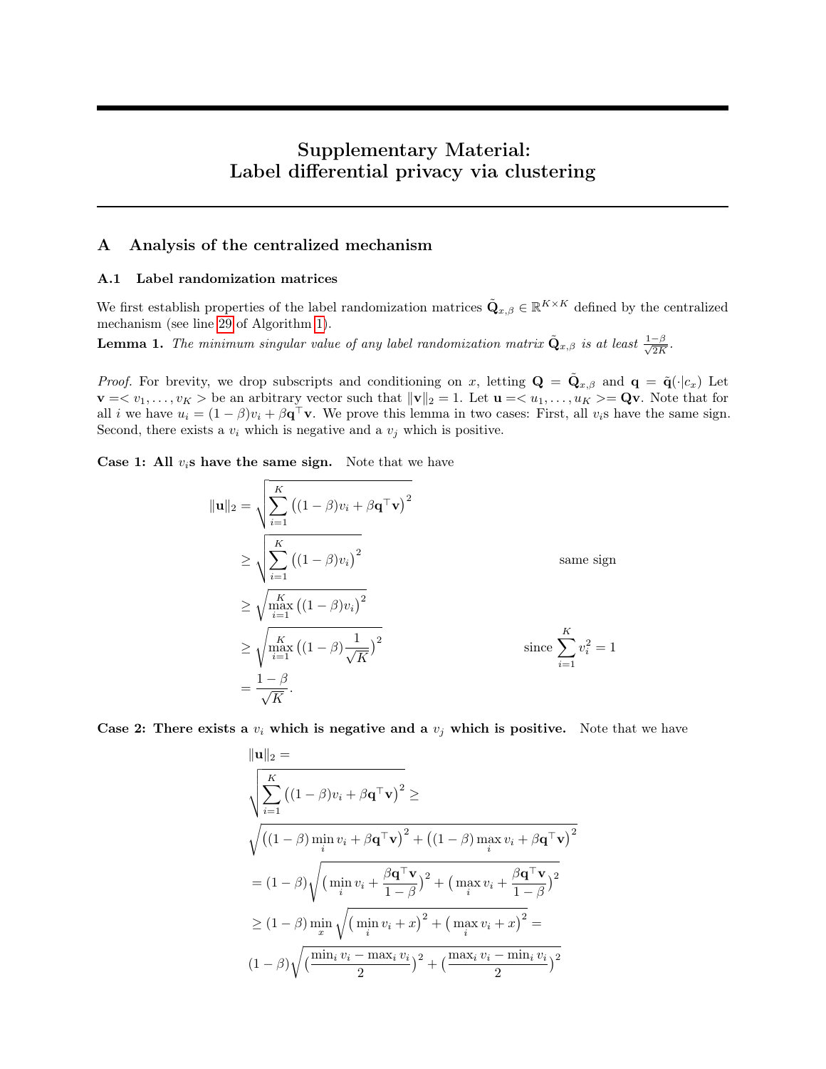# Supplementary Material: Label differential privacy via clustering

## A Analysis of the centralized mechanism

### A.1 Label randomization matrices

We first establish properties of the label randomization matrices $\tilde{\mathbf{Q}}_{x,\beta} \in \mathbb{R}^{K \times K}$ defined by the centralized mechanism (see line 29 of Algorithm 1).

**Lemma 1.** *The minimum singular value of any label randomization matrix $\tilde{\mathbf{Q}}_{x,\beta}$ is at least $\frac{1-\beta}{\sqrt{2K}}$.*

*Proof.* For brevity, we drop subscripts and conditioning on $x$, letting $\mathbf{Q} = \tilde{\mathbf{Q}}_{x,\beta}$ and $\mathbf{q} = \tilde{\mathbf{q}}(\cdot|c_x)$ Let $\mathbf{v} =< v_1, \ldots, v_K >$ be an arbitrary vector such that $\|\mathbf{v}\|_2 = 1$. Let $\mathbf{u} =< u_1, \ldots, u_K >= \mathbf{Q}\mathbf{v}$. Note that for all $i$ we have $u_i = (1-\beta)v_i + \beta\mathbf{q}^\top\mathbf{v}$. We prove this lemma in two cases: First, all $v_i$s have the same sign. Second, there exists a $v_i$ which is negative and a $v_j$ which is positive.

**Case 1: All $v_i$s have the same sign.** Note that we have

$$
\begin{aligned}
\|\mathbf{u}\|_2 &= \sqrt{\sum_{i=1}^{K}\big((1-\beta)v_i + \beta\mathbf{q}^\top\mathbf{v}\big)^2} \\
&\geq \sqrt{\sum_{i=1}^{K}\big((1-\beta)v_i\big)^2} && \text{same sign} \\
&\geq \sqrt{\max_{i=1}^{K}\big((1-\beta)v_i\big)^2} \\
&\geq \sqrt{\max_{i=1}^{K}\big((1-\beta)\frac{1}{\sqrt{K}}\big)^2} && \text{since } \sum_{i=1}^{K} v_i^2 = 1 \\
&= \frac{1-\beta}{\sqrt{K}}.
\end{aligned}
$$

**Case 2: There exists a $v_i$ which is negative and a $v_j$ which is positive.** Note that we have

$$
\begin{aligned}
&\|\mathbf{u}\|_2 = \\
&\sqrt{\sum_{i=1}^{K}\big((1-\beta)v_i + \beta\mathbf{q}^\top\mathbf{v}\big)^2} \geq \\
&\sqrt{\big((1-\beta)\min_i v_i + \beta\mathbf{q}^\top\mathbf{v}\big)^2 + \big((1-\beta)\max_i v_i + \beta\mathbf{q}^\top\mathbf{v}\big)^2} \\
&= (1-\beta)\sqrt{\big(\min_i v_i + \frac{\beta\mathbf{q}^\top\mathbf{v}}{1-\beta}\big)^2 + \big(\max_i v_i + \frac{\beta\mathbf{q}^\top\mathbf{v}}{1-\beta}\big)^2} \\
&\geq (1-\beta)\min_x \sqrt{\big(\min_i v_i + x\big)^2 + \big(\max_i v_i + x\big)^2} = \\
&(1-\beta)\sqrt{\big(\frac{\min_i v_i - \max_i v_i}{2}\big)^2 + \big(\frac{\max_i v_i - \min_i v_i}{2}\big)^2}
\end{aligned}
$$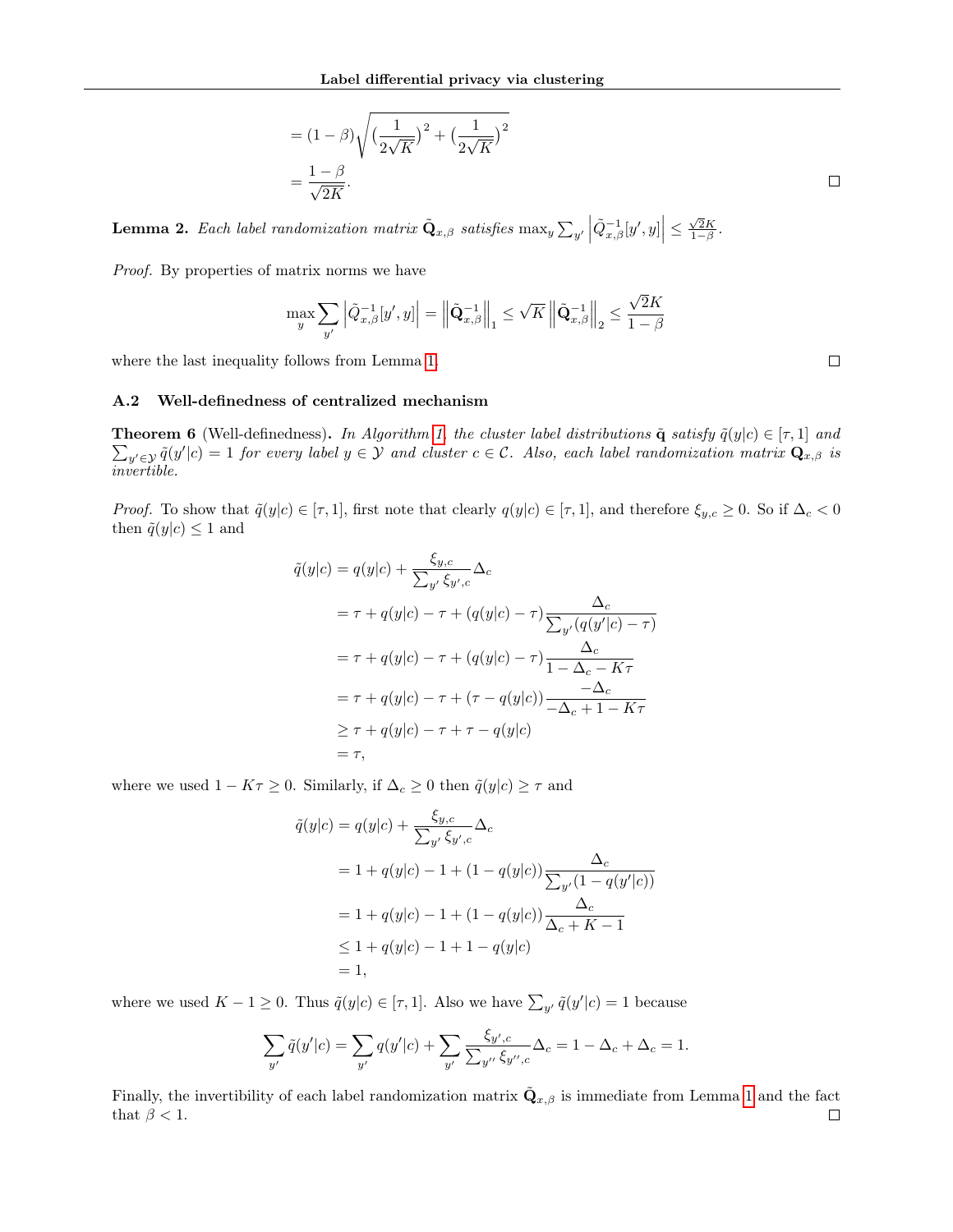$$= (1-\beta)\sqrt{\left(\frac{1}{2\sqrt{K}}\right)^2 + \left(\frac{1}{2\sqrt{K}}\right)^2}$$
$$= \frac{1-\beta}{\sqrt{2K}}.$$
∎

**Lemma 2.** *Each label randomization matrix* $\tilde{\mathbf{Q}}_{x,\beta}$ *satisfies* $\max_y \sum_{y'} \left|\tilde{Q}^{-1}_{x,\beta}[y', y]\right| \leq \frac{\sqrt{2}K}{1-\beta}$.

*Proof.* By properties of matrix norms we have

$$\max_y \sum_{y'} \left|\tilde{Q}^{-1}_{x,\beta}[y', y]\right| = \left\|\tilde{\mathbf{Q}}^{-1}_{x,\beta}\right\|_1 \leq \sqrt{K}\left\|\tilde{\mathbf{Q}}^{-1}_{x,\beta}\right\|_2 \leq \frac{\sqrt{2}K}{1-\beta}$$

where the last inequality follows from Lemma 1. ∎

### A.2 Well-definedness of centralized mechanism

**Theorem 6** (Well-definedness)**.** *In Algorithm 1, the cluster label distributions* $\tilde{\mathbf{q}}$ *satisfy* $\tilde{q}(y|c) \in [\tau, 1]$ *and* $\sum_{y' \in \mathcal{Y}} \tilde{q}(y'|c) = 1$ *for every label* $y \in \mathcal{Y}$ *and cluster* $c \in \mathcal{C}$*. Also, each label randomization matrix* $\mathbf{Q}_{x,\beta}$ *is invertible.*

*Proof.* To show that $\tilde{q}(y|c) \in [\tau, 1]$, first note that clearly $q(y|c) \in [\tau, 1]$, and therefore $\xi_{y,c} \geq 0$. So if $\Delta_c < 0$ then $\tilde{q}(y|c) \leq 1$ and

$$\begin{aligned}
\tilde{q}(y|c) &= q(y|c) + \frac{\xi_{y,c}}{\sum_{y'} \xi_{y',c}}\Delta_c \\
&= \tau + q(y|c) - \tau + (q(y|c) - \tau)\frac{\Delta_c}{\sum_{y'}(q(y'|c) - \tau)} \\
&= \tau + q(y|c) - \tau + (q(y|c) - \tau)\frac{\Delta_c}{1 - \Delta_c - K\tau} \\
&= \tau + q(y|c) - \tau + (\tau - q(y|c))\frac{-\Delta_c}{-\Delta_c + 1 - K\tau} \\
&\geq \tau + q(y|c) - \tau + \tau - q(y|c) \\
&= \tau,
\end{aligned}$$

where we used $1 - K\tau \geq 0$. Similarly, if $\Delta_c \geq 0$ then $\tilde{q}(y|c) \geq \tau$ and

$$\begin{aligned}
\tilde{q}(y|c) &= q(y|c) + \frac{\xi_{y,c}}{\sum_{y'} \xi_{y',c}}\Delta_c \\
&= 1 + q(y|c) - 1 + (1 - q(y|c))\frac{\Delta_c}{\sum_{y'}(1 - q(y'|c))} \\
&= 1 + q(y|c) - 1 + (1 - q(y|c))\frac{\Delta_c}{\Delta_c + K - 1} \\
&\leq 1 + q(y|c) - 1 + 1 - q(y|c) \\
&= 1,
\end{aligned}$$

where we used $K - 1 \geq 0$. Thus $\tilde{q}(y|c) \in [\tau, 1]$. Also we have $\sum_{y'} \tilde{q}(y'|c) = 1$ because

$$\sum_{y'} \tilde{q}(y'|c) = \sum_{y'} q(y'|c) + \sum_{y'} \frac{\xi_{y',c}}{\sum_{y''} \xi_{y'',c}}\Delta_c = 1 - \Delta_c + \Delta_c = 1.$$

Finally, the invertibility of each label randomization matrix $\tilde{\mathbf{Q}}_{x,\beta}$ is immediate from Lemma 1 and the fact that $\beta < 1$. ∎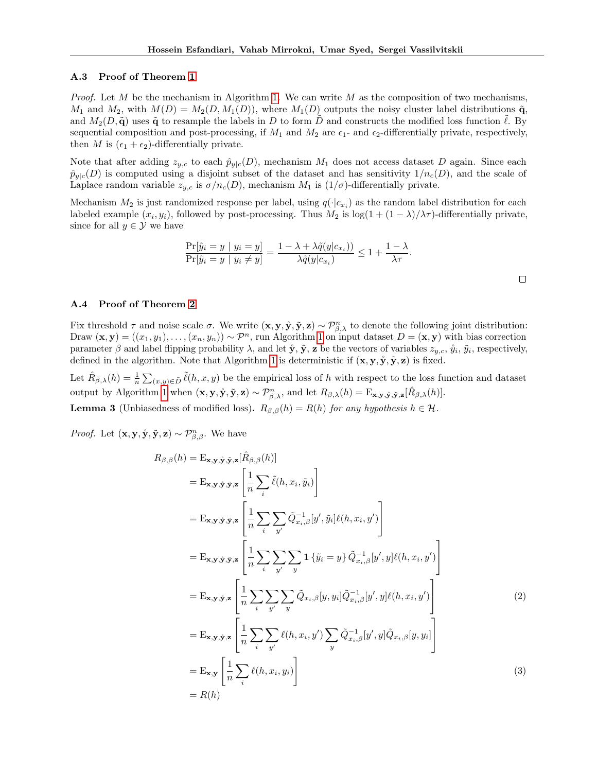### A.3 Proof of Theorem 1

*Proof.* Let $M$ be the mechanism in Algorithm 1. We can write $M$ as the composition of two mechanisms, $M_1$ and $M_2$, with $M(D) = M_2(D, M_1(D))$, where $M_1(D)$ outputs the noisy cluster label distributions $\tilde{\mathbf{q}}$, and $M_2(D, \tilde{\mathbf{q}})$ uses $\tilde{\mathbf{q}}$ to resample the labels in $D$ to form $\tilde{D}$ and constructs the modified loss function $\tilde{\ell}$. By sequential composition and post-processing, if $M_1$ and $M_2$ are $\epsilon_1$- and $\epsilon_2$-differentially private, respectively, then $M$ is $(\epsilon_1 + \epsilon_2)$-differentially private.

Note that after adding $z_{y,c}$ to each $\hat{p}_{y|c}(D)$, mechanism $M_1$ does not access dataset $D$ again. Since each $\hat{p}_{y|c}(D)$ is computed using a disjoint subset of the dataset and has sensitivity $1/n_c(D)$, and the scale of Laplace random variable $z_{y,c}$ is $\sigma/n_c(D)$, mechanism $M_1$ is $(1/\sigma)$-differentially private.

Mechanism $M_2$ is just randomized response per label, using $q(\cdot|c_{x_i})$ as the random label distribution for each labeled example $(x_i, y_i)$, followed by post-processing. Thus $M_2$ is $\log(1 + (1-\lambda)/\lambda\tau)$-differentially private, since for all $y \in \mathcal{Y}$ we have

$$\frac{\Pr[\tilde{y}_i = y \mid y_i = y]}{\Pr[\tilde{y}_i = y \mid y_i \neq y]} = \frac{1 - \lambda + \lambda\tilde{q}(y|c_{x_i}))}{\lambda\tilde{q}(y|c_{x_i})} \leq 1 + \frac{1-\lambda}{\lambda\tau}.$$

□

### A.4 Proof of Theorem 2

Fix threshold $\tau$ and noise scale $\sigma$. We write $(\mathbf{x}, \mathbf{y}, \mathring{\mathbf{y}}, \tilde{\mathbf{y}}, \mathbf{z}) \sim \mathcal{P}^n_{\beta,\lambda}$ to denote the following joint distribution: Draw $(\mathbf{x}, \mathbf{y}) = ((x_1, y_1), \ldots, (x_n, y_n)) \sim \mathcal{P}^n$, run Algorithm 1 on input dataset $D = (\mathbf{x}, \mathbf{y})$ with bias correction parameter $\beta$ and label flipping probability $\lambda$, and let $\mathring{\mathbf{y}}$, $\tilde{\mathbf{y}}$, $\mathbf{z}$ be the vectors of variables $z_{y,c}$, $\mathring{y}_i$, $\tilde{y}_i$, respectively, defined in the algorithm. Note that Algorithm 1 is deterministic if $(\mathbf{x}, \mathbf{y}, \mathring{\mathbf{y}}, \tilde{\mathbf{y}}, \mathbf{z})$ is fixed.

Let $\hat{R}_{\beta,\lambda}(h) = \frac{1}{n}\sum_{(x,y)\in\tilde{D}} \tilde{\ell}(h, x, y)$ be the empirical loss of $h$ with respect to the loss function and dataset output by Algorithm 1 when $(\mathbf{x}, \mathbf{y}, \mathring{\mathbf{y}}, \tilde{\mathbf{y}}, \mathbf{z}) \sim \mathcal{P}^n_{\beta,\lambda}$, and let $R_{\beta,\lambda}(h) = \mathrm{E}_{\mathbf{x},\mathbf{y},\mathring{\mathbf{y}},\tilde{\mathbf{y}},\mathbf{z}}[\hat{R}_{\beta,\lambda}(h)]$.

**Lemma 3** (Unbiasedness of modified loss). *$R_{\beta,\beta}(h) = R(h)$ for any hypothesis $h \in \mathcal{H}$.*

*Proof.* Let $(\mathbf{x}, \mathbf{y}, \mathring{\mathbf{y}}, \tilde{\mathbf{y}}, \mathbf{z}) \sim \mathcal{P}^n_{\beta,\beta}$. We have

$$\begin{aligned}
R_{\beta,\beta}(h) &= \mathrm{E}_{\mathbf{x},\mathbf{y},\mathring{\mathbf{y}},\tilde{\mathbf{y}},\mathbf{z}}[\hat{R}_{\beta,\beta}(h)] \\
&= \mathrm{E}_{\mathbf{x},\mathbf{y},\mathring{\mathbf{y}},\tilde{\mathbf{y}},\mathbf{z}}\left[\frac{1}{n}\sum_i \tilde{\ell}(h, x_i, \tilde{y}_i)\right] \\
&= \mathrm{E}_{\mathbf{x},\mathbf{y},\mathring{\mathbf{y}},\tilde{\mathbf{y}},\mathbf{z}}\left[\frac{1}{n}\sum_i \sum_{y'} \tilde{Q}^{-1}_{x_i,\beta}[y', \tilde{y}_i]\ell(h, x_i, y')\right] \\
&= \mathrm{E}_{\mathbf{x},\mathbf{y},\mathring{\mathbf{y}},\tilde{\mathbf{y}},\mathbf{z}}\left[\frac{1}{n}\sum_i \sum_{y'} \sum_{y} \mathbf{1}\{\tilde{y}_i = y\}\,\tilde{Q}^{-1}_{x_i,\beta}[y', y]\ell(h, x_i, y')\right] \\
&= \mathrm{E}_{\mathbf{x},\mathbf{y},\mathring{\mathbf{y}},\mathbf{z}}\left[\frac{1}{n}\sum_i \sum_{y'} \sum_{y} \tilde{Q}_{x_i,\beta}[y, y_i]\tilde{Q}^{-1}_{x_i,\beta}[y', y]\ell(h, x_i, y')\right] && (2) \\
&= \mathrm{E}_{\mathbf{x},\mathbf{y},\mathring{\mathbf{y}},\mathbf{z}}\left[\frac{1}{n}\sum_i \sum_{y'} \ell(h, x_i, y') \sum_{y} \tilde{Q}^{-1}_{x_i,\beta}[y', y]\tilde{Q}_{x_i,\beta}[y, y_i]\right] \\
&= \mathrm{E}_{\mathbf{x},\mathbf{y}}\left[\frac{1}{n}\sum_i \ell(h, x_i, y_i)\right] && (3) \\
&= R(h)
\end{aligned}$$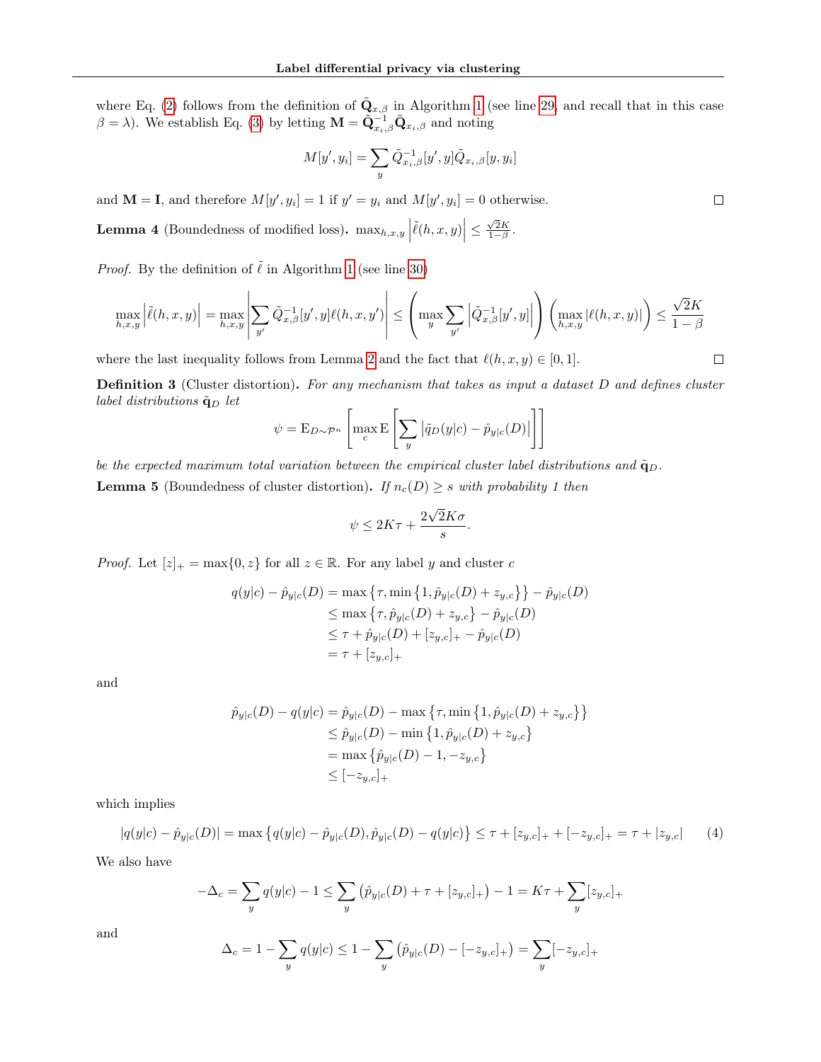where Eq. (2) follows from the definition of $\tilde{\mathbf{Q}}_{x,\beta}$ in Algorithm 1 (see line 29, and recall that in this case $\beta = \lambda$). We establish Eq. (3) by letting $\mathbf{M} = \tilde{\mathbf{Q}}^{-1}_{x_i,\beta}\tilde{\mathbf{Q}}_{x_i,\beta}$ and noting

$$M[y', y_i] = \sum_y \tilde{Q}^{-1}_{x_i,\beta}[y', y]\tilde{Q}_{x_i,\beta}[y, y_i]$$

and $\mathbf{M} = \mathbf{I}$, and therefore $M[y', y_i] = 1$ if $y' = y_i$ and $M[y', y_i] = 0$ otherwise. □

**Lemma 4** (Boundedness of modified loss)**.** $\max_{h,x,y} \left|\tilde{\ell}(h, x, y)\right| \leq \frac{\sqrt{2}K}{1-\beta}$.

*Proof.* By the definition of $\tilde{\ell}$ in Algorithm 1 (see line 30)

$$\max_{h,x,y} \left|\tilde{\ell}(h, x, y)\right| = \max_{h,x,y} \left|\sum_{y'} \tilde{Q}^{-1}_{x,\beta}[y', y]\ell(h, x, y')\right| \leq \left(\max_y \sum_{y'} \left|\tilde{Q}^{-1}_{x,\beta}[y', y]\right|\right)\left(\max_{h,x,y} |\ell(h, x, y)|\right) \leq \frac{\sqrt{2}K}{1-\beta}$$

where the last inequality follows from Lemma 2 and the fact that $\ell(h, x, y) \in [0, 1]$. □

**Definition 3** (Cluster distortion)**.** *For any mechanism that takes as input a dataset $D$ and defines cluster label distributions $\tilde{\mathbf{q}}_D$ let*

$$\psi = \mathrm{E}_{D\sim\mathcal{P}^n}\left[\max_c \mathrm{E}\left[\sum_y \left|\tilde{q}_D(y|c) - \hat{p}_{y|c}(D)\right|\right]\right]$$

*be the expected maximum total variation between the empirical cluster label distributions and $\tilde{\mathbf{q}}_D$.*

**Lemma 5** (Boundedness of cluster distortion)**.** *If $n_c(D) \geq s$ with probability 1 then*

$$\psi \leq 2K\tau + \frac{2\sqrt{2}K\sigma}{s}.$$

*Proof.* Let $[z]_+ = \max\{0, z\}$ for all $z \in \mathbb{R}$. For any label $y$ and cluster $c$

$$\begin{aligned}
q(y|c) - \hat{p}_{y|c}(D) &= \max\left\{\tau, \min\left\{1, \hat{p}_{y|c}(D) + z_{y,c}\right\}\right\} - \hat{p}_{y|c}(D)\\
&\leq \max\left\{\tau, \hat{p}_{y|c}(D) + z_{y,c}\right\} - \hat{p}_{y|c}(D)\\
&\leq \tau + \hat{p}_{y|c}(D) + [z_{y,c}]_+ - \hat{p}_{y|c}(D)\\
&= \tau + [z_{y,c}]_+
\end{aligned}$$

and

$$\begin{aligned}
\hat{p}_{y|c}(D) - q(y|c) &= \hat{p}_{y|c}(D) - \max\left\{\tau, \min\left\{1, \hat{p}_{y|c}(D) + z_{y,c}\right\}\right\}\\
&\leq \hat{p}_{y|c}(D) - \min\left\{1, \hat{p}_{y|c}(D) + z_{y,c}\right\}\\
&= \max\left\{\hat{p}_{y|c}(D) - 1, -z_{y,c}\right\}\\
&\leq [-z_{y,c}]_+
\end{aligned}$$

which implies

$$|q(y|c) - \hat{p}_{y|c}(D)| = \max\left\{q(y|c) - \hat{p}_{y|c}(D), \hat{p}_{y|c}(D) - q(y|c)\right\} \leq \tau + [z_{y,c}]_+ + [-z_{y,c}]_+ = \tau + |z_{y,c}| \tag{4}$$

We also have

$$-\Delta_c = \sum_y q(y|c) - 1 \leq \sum_y \left(\hat{p}_{y|c}(D) + \tau + [z_{y,c}]_+\right) - 1 = K\tau + \sum_y [z_{y,c}]_+$$

and

$$\Delta_c = 1 - \sum_y q(y|c) \leq 1 - \sum_y \left(\hat{p}_{y|c}(D) - [-z_{y,c}]_+\right) = \sum_y [-z_{y,c}]_+$$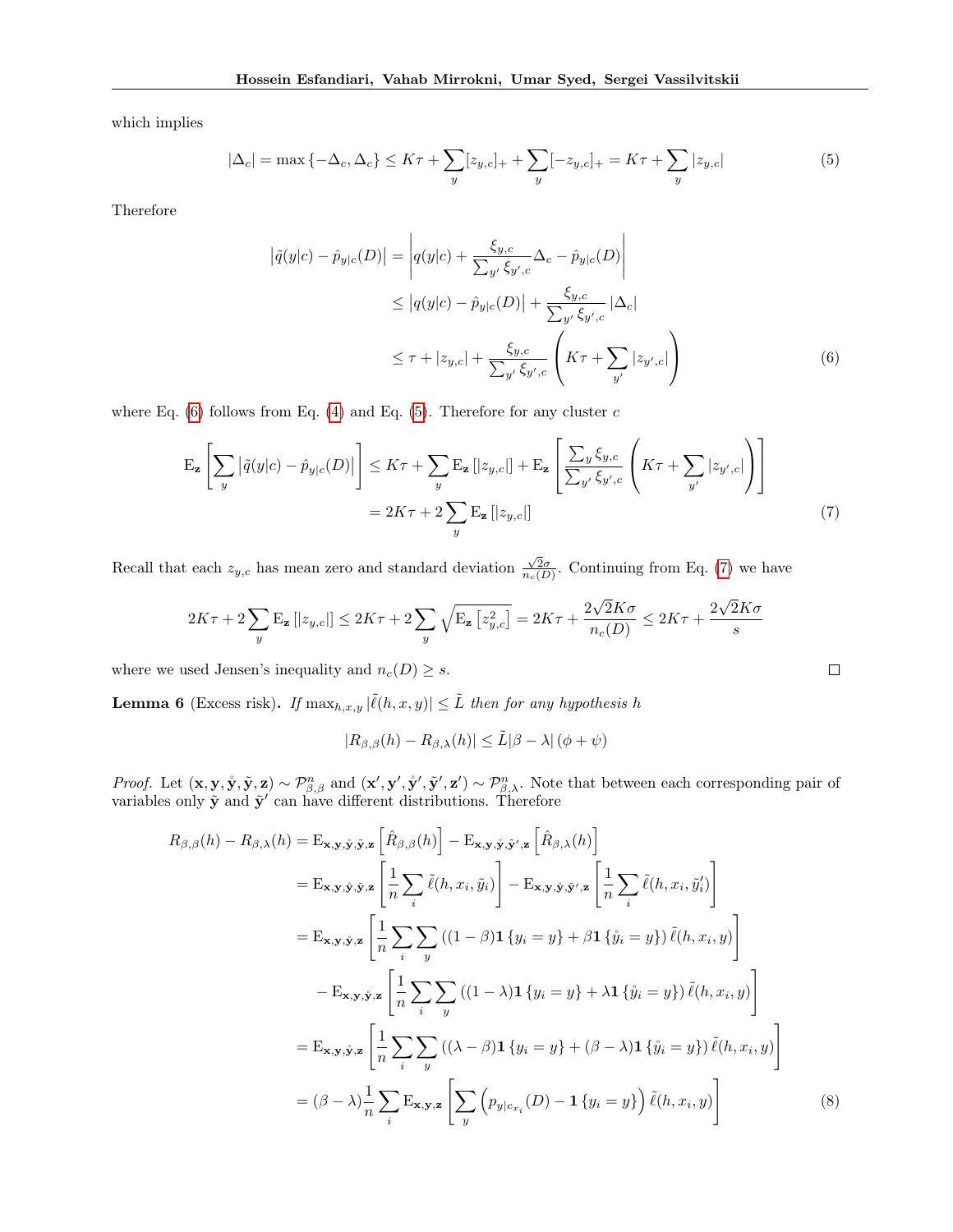which implies

$$|\Delta_c| = \max\{-\Delta_c, \Delta_c\} \leq K\tau + \sum_y [z_{y,c}]_+ + \sum_y [-z_{y,c}]_+ = K\tau + \sum_y |z_{y,c}| \tag{5}$$

Therefore

$$\begin{aligned}
\left|\tilde{q}(y|c) - \hat{p}_{y|c}(D)\right| &= \left| q(y|c) + \frac{\xi_{y,c}}{\sum_{y'} \xi_{y',c}} \Delta_c - \hat{p}_{y|c}(D) \right| \\
&\leq \left| q(y|c) - \hat{p}_{y|c}(D) \right| + \frac{\xi_{y,c}}{\sum_{y'} \xi_{y',c}} |\Delta_c| \\
&\leq \tau + |z_{y,c}| + \frac{\xi_{y,c}}{\sum_{y'} \xi_{y',c}} \left( K\tau + \sum_{y'} |z_{y',c}| \right) \qquad (6)
\end{aligned}$$

where Eq. (6) follows from Eq. (4) and Eq. (5). Therefore for any cluster $c$

$$\begin{aligned}
\mathrm{E}_{\mathbf{z}}\left[ \sum_y \left| \tilde{q}(y|c) - \hat{p}_{y|c}(D) \right| \right] &\leq K\tau + \sum_y \mathrm{E}_{\mathbf{z}}\left[ |z_{y,c}| \right] + \mathrm{E}_{\mathbf{z}}\left[ \frac{\sum_y \xi_{y,c}}{\sum_{y'} \xi_{y',c}} \left( K\tau + \sum_{y'} |z_{y',c}| \right) \right] \\
&= 2K\tau + 2\sum_y \mathrm{E}_{\mathbf{z}}\left[ |z_{y,c}| \right] \qquad (7)
\end{aligned}$$

Recall that each $z_{y,c}$ has mean zero and standard deviation $\frac{\sqrt{2}\sigma}{n_c(D)}$. Continuing from Eq. (7) we have

$$2K\tau + 2\sum_y \mathrm{E}_{\mathbf{z}}\left[ |z_{y,c}| \right] \leq 2K\tau + 2\sum_y \sqrt{\mathrm{E}_{\mathbf{z}}\left[ z_{y,c}^2 \right]} = 2K\tau + \frac{2\sqrt{2}K\sigma}{n_c(D)} \leq 2K\tau + \frac{2\sqrt{2}K\sigma}{s}$$

where we used Jensen's inequality and $n_c(D) \geq s$. □

**Lemma 6** (Excess risk)**.** *If $\max_{h,x,y} |\tilde{\ell}(h,x,y)| \leq \tilde{L}$ then for any hypothesis $h$*

$$|R_{\beta,\beta}(h) - R_{\beta,\lambda}(h)| \leq \tilde{L}|\beta - \lambda|\,(\phi + \psi)$$

*Proof.* Let $(\mathbf{x}, \mathbf{y}, \mathring{\mathbf{y}}, \tilde{\mathbf{y}}, \mathbf{z}) \sim \mathcal{P}^n_{\beta,\beta}$ and $(\mathbf{x}', \mathbf{y}', \mathring{\mathbf{y}}', \tilde{\mathbf{y}}', \mathbf{z}') \sim \mathcal{P}^n_{\beta,\lambda}$. Note that between each corresponding pair of variables only $\tilde{\mathbf{y}}$ and $\tilde{\mathbf{y}}'$ can have different distributions. Therefore

$$\begin{aligned}
R_{\beta,\beta}(h) - R_{\beta,\lambda}(h) &= \mathrm{E}_{\mathbf{x},\mathbf{y},\mathring{\mathbf{y}},\tilde{\mathbf{y}},\mathbf{z}}\left[ \hat{R}_{\beta,\beta}(h) \right] - \mathrm{E}_{\mathbf{x},\mathbf{y},\mathring{\mathbf{y}},\tilde{\mathbf{y}}',\mathbf{z}}\left[ \hat{R}_{\beta,\lambda}(h) \right] \\
&= \mathrm{E}_{\mathbf{x},\mathbf{y},\mathring{\mathbf{y}},\tilde{\mathbf{y}},\mathbf{z}}\left[ \frac{1}{n}\sum_i \tilde{\ell}(h, x_i, \tilde{y}_i) \right] - \mathrm{E}_{\mathbf{x},\mathbf{y},\mathring{\mathbf{y}},\tilde{\mathbf{y}}',\mathbf{z}}\left[ \frac{1}{n}\sum_i \tilde{\ell}(h, x_i, \tilde{y}'_i) \right] \\
&= \mathrm{E}_{\mathbf{x},\mathbf{y},\mathring{\mathbf{y}},\mathbf{z}}\left[ \frac{1}{n}\sum_i \sum_y \left( (1-\beta)\mathbf{1}\{y_i = y\} + \beta\mathbf{1}\{\mathring{y}_i = y\} \right) \tilde{\ell}(h, x_i, y) \right] \\
&\quad - \mathrm{E}_{\mathbf{x},\mathbf{y},\mathring{\mathbf{y}},\mathbf{z}}\left[ \frac{1}{n}\sum_i \sum_y \left( (1-\lambda)\mathbf{1}\{y_i = y\} + \lambda\mathbf{1}\{\mathring{y}_i = y\} \right) \tilde{\ell}(h, x_i, y) \right] \\
&= \mathrm{E}_{\mathbf{x},\mathbf{y},\mathring{\mathbf{y}},\mathbf{z}}\left[ \frac{1}{n}\sum_i \sum_y \left( (\lambda-\beta)\mathbf{1}\{y_i = y\} + (\beta-\lambda)\mathbf{1}\{\mathring{y}_i = y\} \right) \tilde{\ell}(h, x_i, y) \right] \\
&= (\beta - \lambda)\frac{1}{n}\sum_i \mathrm{E}_{\mathbf{x},\mathbf{y},\mathbf{z}}\left[ \sum_y \left( p_{y|c_{x_i}}(D) - \mathbf{1}\{y_i = y\} \right) \tilde{\ell}(h, x_i, y) \right] \qquad (8)
\end{aligned}$$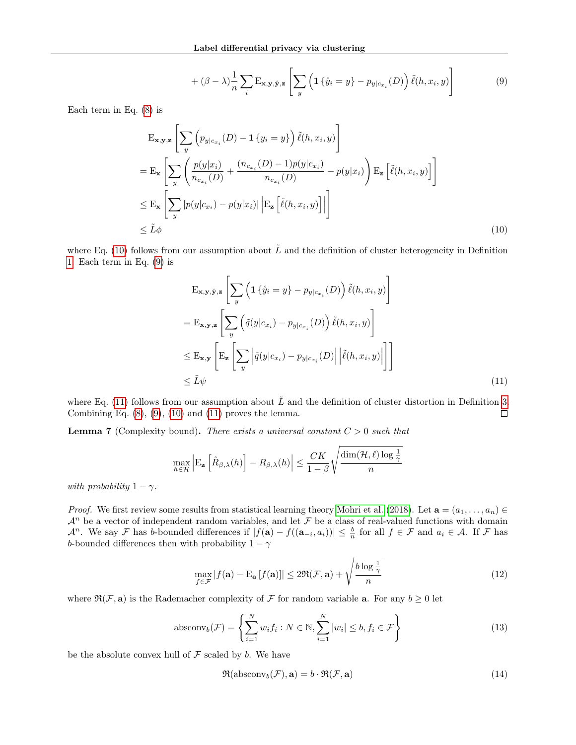$$+ (\beta - \lambda)\frac{1}{n}\sum_i \mathrm{E}_{\mathbf{x},\mathbf{y},\mathring{\mathbf{y}},\mathbf{z}}\left[\sum_y \left(\mathbf{1}\left\{\mathring{y}_i = y\right\} - p_{y|c_{x_i}}(D)\right)\tilde{\ell}(h, x_i, y)\right] \tag{9}$$

Each term in Eq. (8) is

$$\begin{aligned}
&\mathrm{E}_{\mathbf{x},\mathbf{y},\mathbf{z}}\left[\sum_y \left(p_{y|c_{x_i}}(D) - \mathbf{1}\left\{y_i = y\right\}\right)\tilde{\ell}(h, x_i, y)\right] \\
&= \mathrm{E}_{\mathbf{x}}\left[\sum_y \left(\frac{p(y|x_i)}{n_{c_{x_i}}(D)} + \frac{(n_{c_{x_i}}(D) - 1)p(y|c_{x_i})}{n_{c_{x_i}}(D)} - p(y|x_i)\right)\mathrm{E}_{\mathbf{z}}\left[\tilde{\ell}(h, x_i, y)\right]\right] \\
&\leq \mathrm{E}_{\mathbf{x}}\left[\sum_y |p(y|c_{x_i}) - p(y|x_i)|\left|\mathrm{E}_{\mathbf{z}}\left[\tilde{\ell}(h, x_i, y)\right]\right|\right] \\
&\leq \tilde{L}\phi
\end{aligned} \tag{10}$$

where Eq. (10) follows from our assumption about $\tilde{L}$ and the definition of cluster heterogeneity in Definition 1. Each term in Eq. (9) is

$$\begin{aligned}
&\mathrm{E}_{\mathbf{x},\mathbf{y},\mathring{\mathbf{y}},\mathbf{z}}\left[\sum_y \left(\mathbf{1}\left\{\mathring{y}_i = y\right\} - p_{y|c_{x_i}}(D)\right)\tilde{\ell}(h, x_i, y)\right] \\
&= \mathrm{E}_{\mathbf{x},\mathbf{y},\mathbf{z}}\left[\sum_y \left(\tilde{q}(y|c_{x_i}) - p_{y|c_{x_i}}(D)\right)\tilde{\ell}(h, x_i, y)\right] \\
&\leq \mathrm{E}_{\mathbf{x},\mathbf{y}}\left[\mathrm{E}_{\mathbf{z}}\left[\sum_y \left|\tilde{q}(y|c_{x_i}) - p_{y|c_{x_i}}(D)\right|\left|\tilde{\ell}(h, x_i, y)\right|\right]\right] \\
&\leq \tilde{L}\psi
\end{aligned} \tag{11}$$

where Eq. (11) follows from our assumption about $\tilde{L}$ and the definition of cluster distortion in Definition 3. Combining Eq. (8), (9), (10) and (11) proves the lemma. □

**Lemma 7** (Complexity bound)**.** *There exists a universal constant $C > 0$ such that*

$$\max_{h \in \mathcal{H}}\left|\mathrm{E}_{\mathbf{z}}\left[\hat{R}_{\beta,\lambda}(h)\right] - R_{\beta,\lambda}(h)\right| \leq \frac{CK}{1-\beta}\sqrt{\frac{\dim(\mathcal{H}, \ell)\log\frac{1}{\gamma}}{n}}$$

*with probability $1 - \gamma$.*

*Proof.* We first review some results from statistical learning theory Mohri et al. (2018). Let $\mathbf{a} = (a_1, \ldots, a_n) \in \mathcal{A}^n$ be a vector of independent random variables, and let $\mathcal{F}$ be a class of real-valued functions with domain $\mathcal{A}^n$. We say $\mathcal{F}$ has $b$-bounded differences if $|f(\mathbf{a}) - f((\mathbf{a}_{-i}, a_i))| \leq \frac{b}{n}$ for all $f \in \mathcal{F}$ and $a_i \in \mathcal{A}$. If $\mathcal{F}$ has $b$-bounded differences then with probability $1 - \gamma$

$$\max_{f \in \mathcal{F}}|f(\mathbf{a}) - \mathrm{E}_{\mathbf{a}}[f(\mathbf{a})]| \leq 2\mathfrak{R}(\mathcal{F}, \mathbf{a}) + \sqrt{\frac{b\log\frac{1}{\gamma}}{n}} \tag{12}$$

where $\mathfrak{R}(\mathcal{F}, \mathbf{a})$ is the Rademacher complexity of $\mathcal{F}$ for random variable $\mathbf{a}$. For any $b \geq 0$ let

$$\mathrm{absconv}_b(\mathcal{F}) = \left\{\sum_{i=1}^{N} w_i f_i : N \in \mathbb{N}, \sum_{i=1}^{N}|w_i| \leq b, f_i \in \mathcal{F}\right\} \tag{13}$$

be the absolute convex hull of $\mathcal{F}$ scaled by $b$. We have

$$\mathfrak{R}(\mathrm{absconv}_b(\mathcal{F}), \mathbf{a}) = b \cdot \mathfrak{R}(\mathcal{F}, \mathbf{a}) \tag{14}$$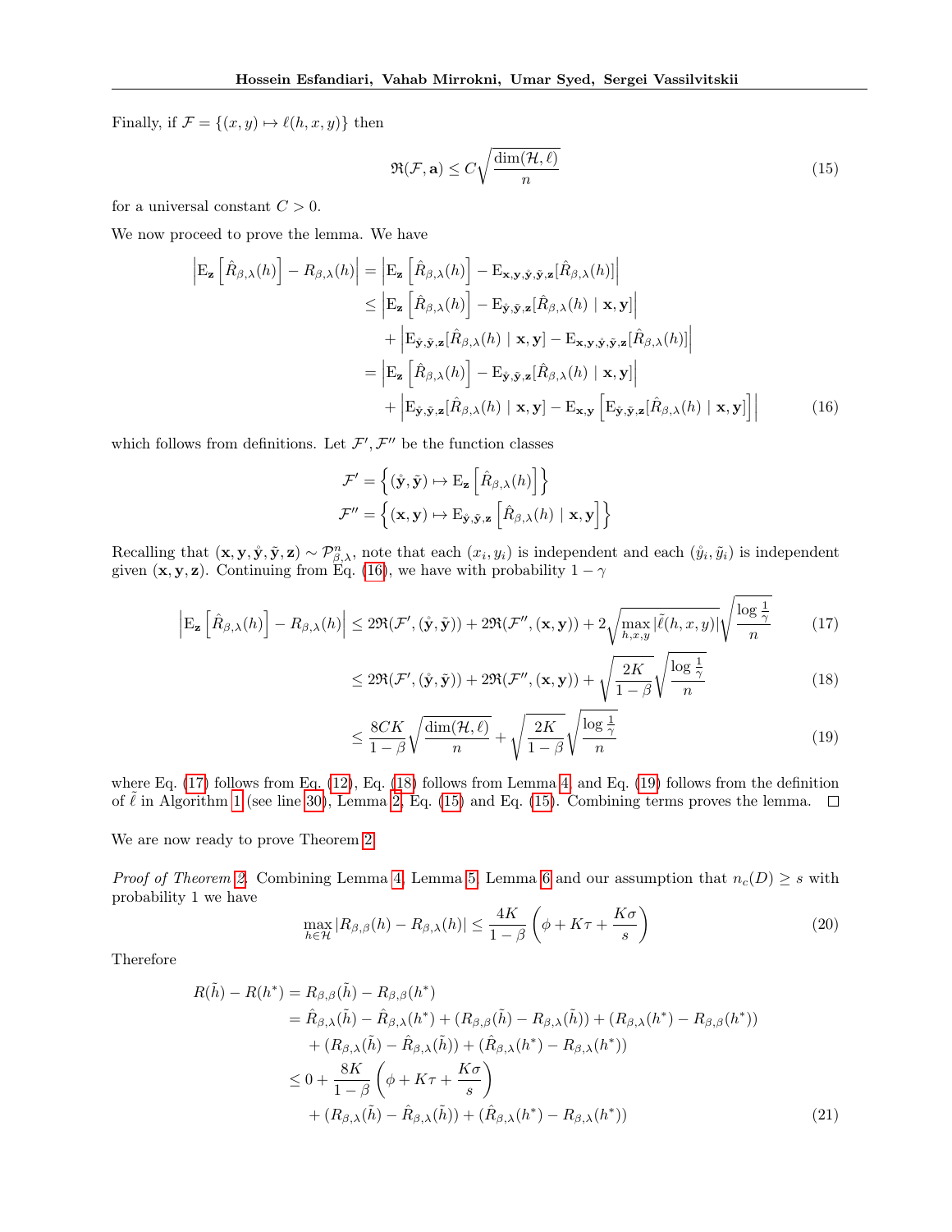Finally, if $\mathcal{F} = \{(x, y) \mapsto \ell(h, x, y)\}$ then

$$\mathfrak{R}(\mathcal{F}, \mathbf{a}) \leq C\sqrt{\frac{\dim(\mathcal{H}, \ell)}{n}} \tag{15}$$

for a universal constant $C > 0$.

We now proceed to prove the lemma. We have

$$\begin{aligned}
\left|\mathrm{E}_{\mathbf{z}}\left[\hat{R}_{\beta,\lambda}(h)\right] - R_{\beta,\lambda}(h)\right| &= \left|\mathrm{E}_{\mathbf{z}}\left[\hat{R}_{\beta,\lambda}(h)\right] - \mathrm{E}_{\mathbf{x},\mathbf{y},\mathring{\mathbf{y}},\tilde{\mathbf{y}},\mathbf{z}}[\hat{R}_{\beta,\lambda}(h)]\right| \\
&\leq \left|\mathrm{E}_{\mathbf{z}}\left[\hat{R}_{\beta,\lambda}(h)\right] - \mathrm{E}_{\mathring{\mathbf{y}},\tilde{\mathbf{y}},\mathbf{z}}[\hat{R}_{\beta,\lambda}(h) \mid \mathbf{x},\mathbf{y}]\right| \\
&\quad + \left|\mathrm{E}_{\mathring{\mathbf{y}},\tilde{\mathbf{y}},\mathbf{z}}[\hat{R}_{\beta,\lambda}(h) \mid \mathbf{x},\mathbf{y}] - \mathrm{E}_{\mathbf{x},\mathbf{y},\mathring{\mathbf{y}},\tilde{\mathbf{y}},\mathbf{z}}[\hat{R}_{\beta,\lambda}(h)]\right| \\
&= \left|\mathrm{E}_{\mathbf{z}}\left[\hat{R}_{\beta,\lambda}(h)\right] - \mathrm{E}_{\mathring{\mathbf{y}},\tilde{\mathbf{y}},\mathbf{z}}[\hat{R}_{\beta,\lambda}(h) \mid \mathbf{x},\mathbf{y}]\right| \\
&\quad + \left|\mathrm{E}_{\mathring{\mathbf{y}},\tilde{\mathbf{y}},\mathbf{z}}[\hat{R}_{\beta,\lambda}(h) \mid \mathbf{x},\mathbf{y}] - \mathrm{E}_{\mathbf{x},\mathbf{y}}\left[\mathrm{E}_{\mathring{\mathbf{y}},\tilde{\mathbf{y}},\mathbf{z}}[\hat{R}_{\beta,\lambda}(h) \mid \mathbf{x},\mathbf{y}]\right]\right| \qquad (16)
\end{aligned}$$

which follows from definitions. Let $\mathcal{F}', \mathcal{F}''$ be the function classes

$$\mathcal{F}' = \left\{(\mathring{\mathbf{y}}, \tilde{\mathbf{y}}) \mapsto \mathrm{E}_{\mathbf{z}}\left[\hat{R}_{\beta,\lambda}(h)\right]\right\}$$
$$\mathcal{F}'' = \left\{(\mathbf{x}, \mathbf{y}) \mapsto \mathrm{E}_{\mathring{\mathbf{y}},\tilde{\mathbf{y}},\mathbf{z}}\left[\hat{R}_{\beta,\lambda}(h) \mid \mathbf{x},\mathbf{y}\right]\right\}$$

Recalling that $(\mathbf{x}, \mathbf{y}, \mathring{\mathbf{y}}, \tilde{\mathbf{y}}, \mathbf{z}) \sim \mathcal{P}^n_{\beta,\lambda}$, note that each $(x_i, y_i)$ is independent and each $(\mathring{y}_i, \tilde{y}_i)$ is independent given $(\mathbf{x}, \mathbf{y}, \mathbf{z})$. Continuing from Eq. (16), we have with probability $1 - \gamma$

$$\begin{aligned}
\left|\mathrm{E}_{\mathbf{z}}\left[\hat{R}_{\beta,\lambda}(h)\right] - R_{\beta,\lambda}(h)\right| &\leq 2\mathfrak{R}(\mathcal{F}', (\mathring{\mathbf{y}}, \tilde{\mathbf{y}})) + 2\mathfrak{R}(\mathcal{F}'', (\mathbf{x}, \mathbf{y})) + 2\sqrt{\max_{h,x,y} |\tilde{\ell}(h, x, y)|}\sqrt{\frac{\log \frac{1}{\gamma}}{n}} \qquad (17) \\
&\leq 2\mathfrak{R}(\mathcal{F}', (\mathring{\mathbf{y}}, \tilde{\mathbf{y}})) + 2\mathfrak{R}(\mathcal{F}'', (\mathbf{x}, \mathbf{y})) + \sqrt{\frac{2K}{1-\beta}}\sqrt{\frac{\log \frac{1}{\gamma}}{n}} \qquad (18) \\
&\leq \frac{8CK}{1-\beta}\sqrt{\frac{\dim(\mathcal{H}, \ell)}{n}} + \sqrt{\frac{2K}{1-\beta}}\sqrt{\frac{\log \frac{1}{\gamma}}{n}} \qquad (19)
\end{aligned}$$

where Eq. (17) follows from Eq. (12), Eq. (18) follows from Lemma 4, and Eq. (19) follows from the definition of $\tilde{\ell}$ in Algorithm 1 (see line 30), Lemma 2, Eq. (15) and Eq. (15). Combining terms proves the lemma. □

We are now ready to prove Theorem 2.

*Proof of Theorem 2.* Combining Lemma 4, Lemma 5, Lemma 6 and our assumption that $n_c(D) \geq s$ with probability 1 we have

$$\max_{h \in \mathcal{H}} |R_{\beta,\beta}(h) - R_{\beta,\lambda}(h)| \leq \frac{4K}{1-\beta}\left(\phi + K\tau + \frac{K\sigma}{s}\right) \tag{20}$$

Therefore

$$\begin{aligned}
R(\tilde{h}) - R(h^*) &= R_{\beta,\beta}(\tilde{h}) - R_{\beta,\beta}(h^*) \\
&= \hat{R}_{\beta,\lambda}(\tilde{h}) - \hat{R}_{\beta,\lambda}(h^*) + (R_{\beta,\beta}(\tilde{h}) - R_{\beta,\lambda}(\tilde{h})) + (R_{\beta,\lambda}(h^*) - R_{\beta,\beta}(h^*)) \\
&\quad + (R_{\beta,\lambda}(\tilde{h}) - \hat{R}_{\beta,\lambda}(\tilde{h})) + (\hat{R}_{\beta,\lambda}(h^*) - R_{\beta,\lambda}(h^*)) \\
&\leq 0 + \frac{8K}{1-\beta}\left(\phi + K\tau + \frac{K\sigma}{s}\right) \\
&\quad + (R_{\beta,\lambda}(\tilde{h}) - \hat{R}_{\beta,\lambda}(\tilde{h})) + (\hat{R}_{\beta,\lambda}(h^*) - R_{\beta,\lambda}(h^*)) \qquad (21)
\end{aligned}$$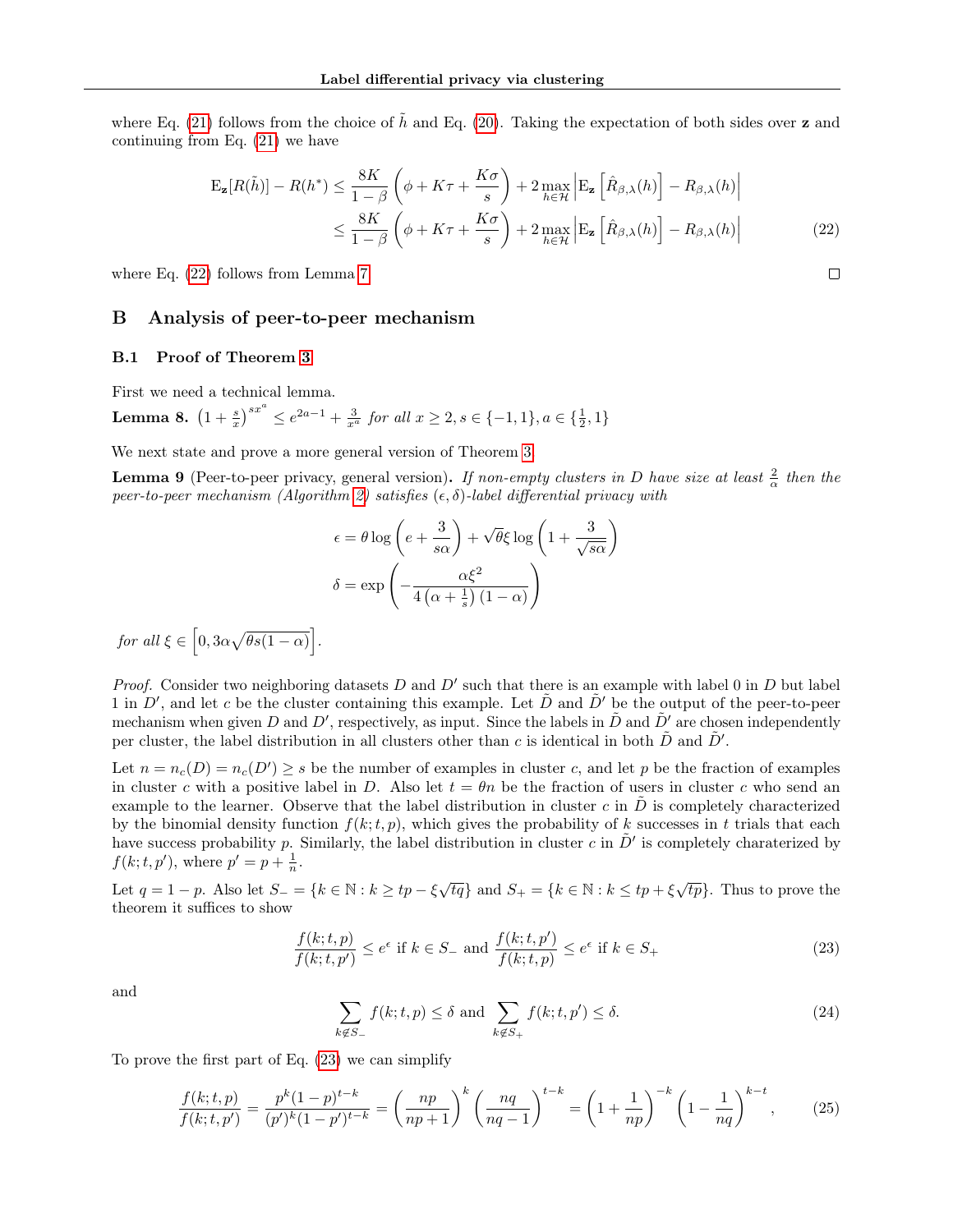where Eq. (21) follows from the choice of $\tilde{h}$ and Eq. (20). Taking the expectation of both sides over $\mathbf{z}$ and continuing from Eq. (21) we have

$$
\begin{aligned}
\mathrm{E}_{\mathbf{z}}[R(\tilde{h})] - R(h^*) &\leq \frac{8K}{1-\beta}\left(\phi + K\tau + \frac{K\sigma}{s}\right) + 2\max_{h \in \mathcal{H}}\left|\mathrm{E}_{\mathbf{z}}\left[\hat{R}_{\beta,\lambda}(h)\right] - R_{\beta,\lambda}(h)\right| \\
&\leq \frac{8K}{1-\beta}\left(\phi + K\tau + \frac{K\sigma}{s}\right) + 2\max_{h \in \mathcal{H}}\left|\mathrm{E}_{\mathbf{z}}\left[\hat{R}_{\beta,\lambda}(h)\right] - R_{\beta,\lambda}(h)\right| \qquad (22)
\end{aligned}
$$

where Eq. (22) follows from Lemma 7. □

## B Analysis of peer-to-peer mechanism

### B.1 Proof of Theorem 3

First we need a technical lemma.

**Lemma 8.** $\left(1+\frac{s}{x}\right)^{sx^a} \leq e^{2a-1} + \frac{3}{x^a}$ *for all* $x \geq 2, s \in \{-1, 1\}, a \in \{\frac{1}{2}, 1\}$

We next state and prove a more general version of Theorem 3.

**Lemma 9** (Peer-to-peer privacy, general version)**.** *If non-empty clusters in D have size at least* $\frac{2}{\alpha}$ *then the peer-to-peer mechanism (Algorithm 2) satisfies* $(\epsilon, \delta)$*-label differential privacy with*

$$
\begin{aligned}
\epsilon &= \theta \log\left(e + \frac{3}{s\alpha}\right) + \sqrt{\theta}\xi \log\left(1 + \frac{3}{\sqrt{s\alpha}}\right) \\
\delta &= \exp\left(-\frac{\alpha\xi^2}{4\left(\alpha + \frac{1}{s}\right)(1-\alpha)}\right)
\end{aligned}
$$

*for all* $\xi \in \left[0, 3\alpha\sqrt{\theta s(1-\alpha)}\right]$.

*Proof.* Consider two neighboring datasets $D$ and $D'$ such that there is an example with label 0 in $D$ but label 1 in $D'$, and let $c$ be the cluster containing this example. Let $\tilde{D}$ and $\tilde{D}'$ be the output of the peer-to-peer mechanism when given $D$ and $D'$, respectively, as input. Since the labels in $\tilde{D}$ and $\tilde{D}'$ are chosen independently per cluster, the label distribution in all clusters other than $c$ is identical in both $\tilde{D}$ and $\tilde{D}'$.

Let $n = n_c(D) = n_c(D') \geq s$ be the number of examples in cluster $c$, and let $p$ be the fraction of examples in cluster $c$ with a positive label in $D$. Also let $t = \theta n$ be the fraction of users in cluster $c$ who send an example to the learner. Observe that the label distribution in cluster $c$ in $\tilde{D}$ is completely characterized by the binomial density function $f(k; t, p)$, which gives the probability of $k$ successes in $t$ trials that each have success probability $p$. Similarly, the label distribution in cluster $c$ in $\tilde{D}'$ is completely charaterized by $f(k; t, p')$, where $p' = p + \frac{1}{n}$.

Let $q = 1 - p$. Also let $S_- = \{k \in \mathbb{N} : k \geq tp - \xi\sqrt{tq}\}$ and $S_+ = \{k \in \mathbb{N} : k \leq tp + \xi\sqrt{tp}\}$. Thus to prove the theorem it suffices to show

$$
\frac{f(k; t, p)}{f(k; t, p')} \leq e^\epsilon \text{ if } k \in S_- \text{ and } \frac{f(k; t, p')}{f(k; t, p)} \leq e^\epsilon \text{ if } k \in S_+ \qquad (23)
$$

and

$$
\sum_{k \notin S_-} f(k; t, p) \leq \delta \text{ and } \sum_{k \notin S_+} f(k; t, p') \leq \delta. \qquad (24)
$$

To prove the first part of Eq. (23) we can simplify

$$
\frac{f(k; t, p)}{f(k; t, p')} = \frac{p^k(1-p)^{t-k}}{(p')^k(1-p')^{t-k}} = \left(\frac{np}{np+1}\right)^k \left(\frac{nq}{nq-1}\right)^{t-k} = \left(1 + \frac{1}{np}\right)^{-k}\left(1 - \frac{1}{nq}\right)^{k-t}, \qquad (25)
$$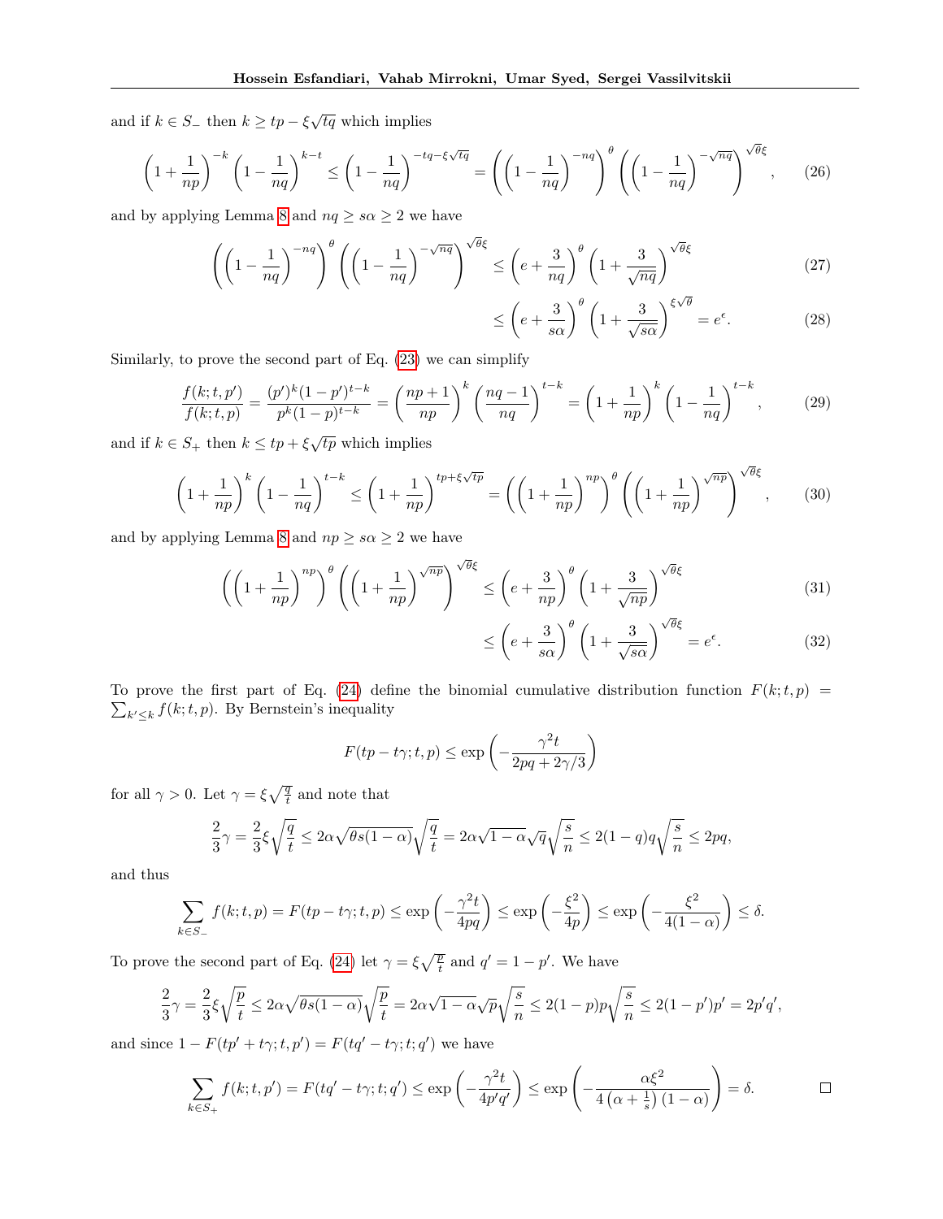and if $k \in S_-$ then $k \geq tp - \xi\sqrt{tq}$ which implies

$$\left(1+\frac{1}{np}\right)^{-k}\left(1-\frac{1}{nq}\right)^{k-t} \leq \left(1-\frac{1}{nq}\right)^{-tq-\xi\sqrt{tq}} = \left(\left(1-\frac{1}{nq}\right)^{-nq}\right)^{\theta}\left(\left(1-\frac{1}{nq}\right)^{-\sqrt{nq}}\right)^{\sqrt{\theta}\xi}, \tag{26}$$

and by applying Lemma 8 and $nq \geq s\alpha \geq 2$ we have

$$\left(\left(1-\frac{1}{nq}\right)^{-nq}\right)^{\theta}\left(\left(1-\frac{1}{nq}\right)^{-\sqrt{nq}}\right)^{\sqrt{\theta}\xi} \leq \left(e+\frac{3}{nq}\right)^{\theta}\left(1+\frac{3}{\sqrt{nq}}\right)^{\sqrt{\theta}\xi} \tag{27}$$

$$\leq \left(e+\frac{3}{s\alpha}\right)^{\theta}\left(1+\frac{3}{\sqrt{s\alpha}}\right)^{\xi\sqrt{\theta}} = e^{\epsilon}. \tag{28}$$

Similarly, to prove the second part of Eq. (23) we can simplify

$$\frac{f(k;t,p')}{f(k;t,p)} = \frac{(p')^k(1-p')^{t-k}}{p^k(1-p)^{t-k}} = \left(\frac{np+1}{np}\right)^k\left(\frac{nq-1}{nq}\right)^{t-k} = \left(1+\frac{1}{np}\right)^k\left(1-\frac{1}{nq}\right)^{t-k}, \tag{29}$$

and if $k \in S_+$ then $k \leq tp + \xi\sqrt{tp}$ which implies

$$\left(1+\frac{1}{np}\right)^k\left(1-\frac{1}{nq}\right)^{t-k} \leq \left(1+\frac{1}{np}\right)^{tp+\xi\sqrt{tp}} = \left(\left(1+\frac{1}{np}\right)^{np}\right)^{\theta}\left(\left(1+\frac{1}{np}\right)^{\sqrt{np}}\right)^{\sqrt{\theta}\xi}, \tag{30}$$

and by applying Lemma 8 and $np \geq s\alpha \geq 2$ we have

$$\left(\left(1+\frac{1}{np}\right)^{np}\right)^{\theta}\left(\left(1+\frac{1}{np}\right)^{\sqrt{np}}\right)^{\sqrt{\theta}\xi} \leq \left(e+\frac{3}{np}\right)^{\theta}\left(1+\frac{3}{\sqrt{np}}\right)^{\sqrt{\theta}\xi} \tag{31}$$

$$\leq \left(e+\frac{3}{s\alpha}\right)^{\theta}\left(1+\frac{3}{\sqrt{s\alpha}}\right)^{\sqrt{\theta}\xi} = e^{\epsilon}. \tag{32}$$

To prove the first part of Eq. (24) define the binomial cumulative distribution function $F(k;t,p) = \sum_{k' \leq k} f(k;t,p)$. By Bernstein's inequality

$$F(tp - t\gamma; t, p) \leq \exp\left(-\frac{\gamma^2 t}{2pq + 2\gamma/3}\right)$$

for all $\gamma > 0$. Let $\gamma = \xi\sqrt{\frac{q}{t}}$ and note that

$$\frac{2}{3}\gamma = \frac{2}{3}\xi\sqrt{\frac{q}{t}} \leq 2\alpha\sqrt{\theta s(1-\alpha)}\sqrt{\frac{q}{t}} = 2\alpha\sqrt{1-\alpha}\sqrt{q}\sqrt{\frac{s}{n}} \leq 2(1-q)q\sqrt{\frac{s}{n}} \leq 2pq,$$

and thus

$$\sum_{k \in S_-} f(k;t,p) = F(tp - t\gamma; t, p) \leq \exp\left(-\frac{\gamma^2 t}{4pq}\right) \leq \exp\left(-\frac{\xi^2}{4p}\right) \leq \exp\left(-\frac{\xi^2}{4(1-\alpha)}\right) \leq \delta.$$

To prove the second part of Eq. (24) let $\gamma = \xi\sqrt{\frac{p}{t}}$ and $q' = 1 - p'$. We have

$$\frac{2}{3}\gamma = \frac{2}{3}\xi\sqrt{\frac{p}{t}} \leq 2\alpha\sqrt{\theta s(1-\alpha)}\sqrt{\frac{p}{t}} = 2\alpha\sqrt{1-\alpha}\sqrt{p}\sqrt{\frac{s}{n}} \leq 2(1-p)p\sqrt{\frac{s}{n}} \leq 2(1-p')p' = 2p'q',$$

and since $1 - F(tp' + t\gamma; t, p') = F(tq' - t\gamma; t; q')$ we have

$$\sum_{k \in S_+} f(k;t,p') = F(tq' - t\gamma; t; q') \leq \exp\left(-\frac{\gamma^2 t}{4p'q'}\right) \leq \exp\left(-\frac{\alpha\xi^2}{4\left(\alpha + \frac{1}{s}\right)(1-\alpha)}\right) = \delta. \qquad \square$$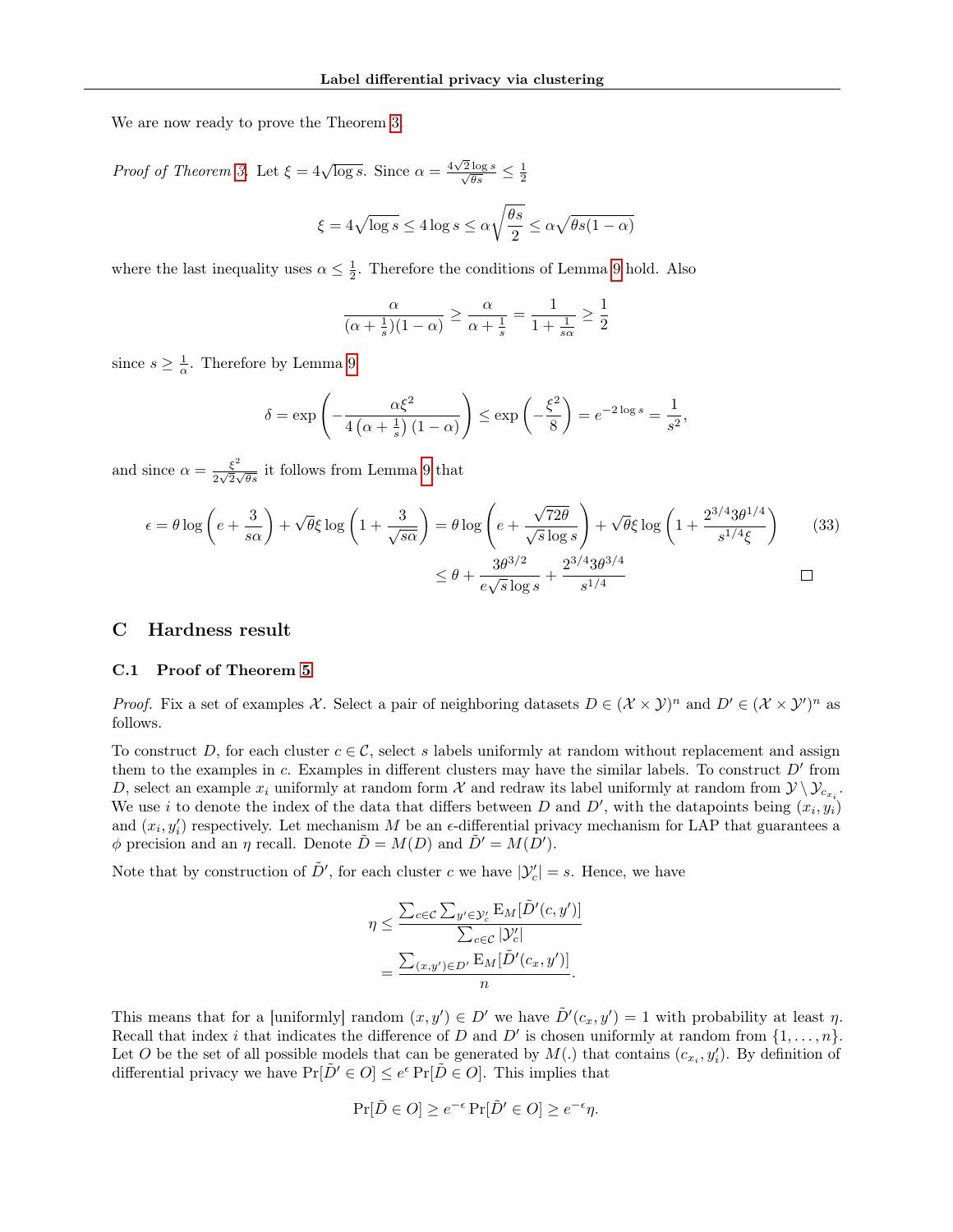We are now ready to prove the Theorem 3.

*Proof of Theorem 3.* Let $\xi = 4\sqrt{\log s}$. Since $\alpha = \frac{4\sqrt{2}\log s}{\sqrt{\theta s}} \le \frac{1}{2}$

$$\xi = 4\sqrt{\log s} \le 4\log s \le \alpha\sqrt{\frac{\theta s}{2}} \le \alpha\sqrt{\theta s(1-\alpha)}$$

where the last inequality uses $\alpha \le \frac{1}{2}$. Therefore the conditions of Lemma 9 hold. Also

$$\frac{\alpha}{(\alpha + \frac{1}{s})(1-\alpha)} \ge \frac{\alpha}{\alpha + \frac{1}{s}} = \frac{1}{1 + \frac{1}{s\alpha}} \ge \frac{1}{2}$$

since $s \ge \frac{1}{\alpha}$. Therefore by Lemma 9

$$\delta = \exp\left(-\frac{\alpha\xi^2}{4\left(\alpha + \frac{1}{s}\right)(1-\alpha)}\right) \le \exp\left(-\frac{\xi^2}{8}\right) = e^{-2\log s} = \frac{1}{s^2},$$

and since $\alpha = \frac{\xi^2}{2\sqrt{2}\sqrt{\theta s}}$ it follows from Lemma 9 that

$$\begin{aligned}\epsilon = \theta\log\left(e + \frac{3}{s\alpha}\right) + \sqrt{\theta}\xi\log\left(1 + \frac{3}{\sqrt{s\alpha}}\right) &= \theta\log\left(e + \frac{\sqrt{72\theta}}{\sqrt{s}\log s}\right) + \sqrt{\theta}\xi\log\left(1 + \frac{2^{3/4}3\theta^{1/4}}{s^{1/4}\xi}\right) \qquad (33)\\ &\le \theta + \frac{3\theta^{3/2}}{e\sqrt{s}\log s} + \frac{2^{3/4}3\theta^{3/4}}{s^{1/4}}\end{aligned}$$

□

## C Hardness result

### C.1 Proof of Theorem 5

*Proof.* Fix a set of examples $\mathcal{X}$. Select a pair of neighboring datasets $D \in (\mathcal{X} \times \mathcal{Y})^n$ and $D' \in (\mathcal{X} \times \mathcal{Y}')^n$ as follows.

To construct $D$, for each cluster $c \in \mathcal{C}$, select $s$ labels uniformly at random without replacement and assign them to the examples in $c$. Examples in different clusters may have the similar labels. To construct $D'$ from $D$, select an example $x_i$ uniformly at random form $\mathcal{X}$ and redraw its label uniformly at random from $\mathcal{Y} \setminus \mathcal{Y}_{c_{x_i}}$. We use $i$ to denote the index of the data that differs between $D$ and $D'$, with the datapoints being $(x_i, y_i)$ and $(x_i, y_i')$ respectively. Let mechanism $M$ be an $\epsilon$-differential privacy mechanism for LAP that guarantees a $\phi$ precision and an $\eta$ recall. Denote $\tilde{D} = M(D)$ and $\tilde{D}' = M(D')$.

Note that by construction of $\tilde{D}'$, for each cluster $c$ we have $|\mathcal{Y}_c'| = s$. Hence, we have

$$\begin{aligned}\eta &\le \frac{\sum_{c\in\mathcal{C}}\sum_{y'\in\mathcal{Y}_c'}\mathrm{E}_M[\tilde{D}'(c, y')]}{\sum_{c\in\mathcal{C}}|\mathcal{Y}_c'|}\\ &= \frac{\sum_{(x,y')\in D'}\mathrm{E}_M[\tilde{D}'(c_x, y')]}{n}.\end{aligned}$$

This means that for a [uniformly] random $(x, y') \in D'$ we have $\tilde{D}'(c_x, y') = 1$ with probability at least $\eta$. Recall that index $i$ that indicates the difference of $D$ and $D'$ is chosen uniformly at random from $\{1, \ldots, n\}$. Let $O$ be the set of all possible models that can be generated by $M(.)$ that contains $(c_{x_i}, y_i')$. By definition of differential privacy we have $\Pr[\tilde{D}' \in O] \le e^{\epsilon}\Pr[\tilde{D} \in O]$. This implies that

$$\Pr[\tilde{D} \in O] \ge e^{-\epsilon}\Pr[\tilde{D}' \in O] \ge e^{-\epsilon}\eta.$$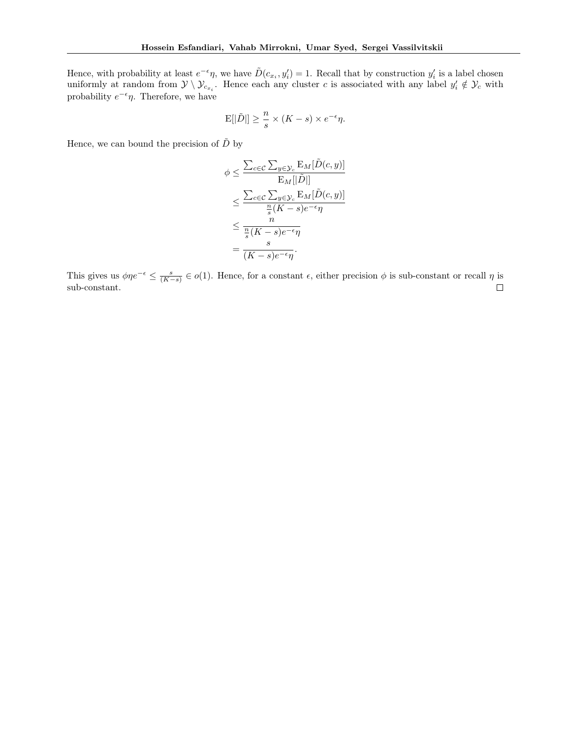Hence, with probability at least $e^{-\epsilon}\eta$, we have $\tilde{D}(c_{x_i}, y'_i) = 1$. Recall that by construction $y'_i$ is a label chosen uniformly at random from $\mathcal{Y} \setminus \mathcal{Y}_{c_{x_i}}$. Hence each any cluster $c$ is associated with any label $y'_i \notin \mathcal{Y}_c$ with probability $e^{-\epsilon}\eta$. Therefore, we have

$$\mathrm{E}[|\tilde{D}|] \geq \frac{n}{s} \times (K - s) \times e^{-\epsilon}\eta.$$

Hence, we can bound the precision of $\tilde{D}$ by

$$\begin{aligned}
\phi &\leq \frac{\sum_{c \in \mathcal{C}} \sum_{y \in \mathcal{Y}_c} \mathrm{E}_M[\tilde{D}(c, y)]}{\mathrm{E}_M[|\tilde{D}|]} \\
&\leq \frac{\sum_{c \in \mathcal{C}} \sum_{y \in \mathcal{Y}_c} \mathrm{E}_M[\tilde{D}(c, y)]}{\frac{n}{s}(K - s)e^{-\epsilon}\eta} \\
&\leq \frac{n}{\frac{n}{s}(K - s)e^{-\epsilon}\eta} \\
&= \frac{s}{(K - s)e^{-\epsilon}\eta}.
\end{aligned}$$

This gives us $\phi\eta e^{-\epsilon} \leq \frac{s}{(K-s)} \in o(1)$. Hence, for a constant $\epsilon$, either precision $\phi$ is sub-constant or recall $\eta$ is sub-constant. □